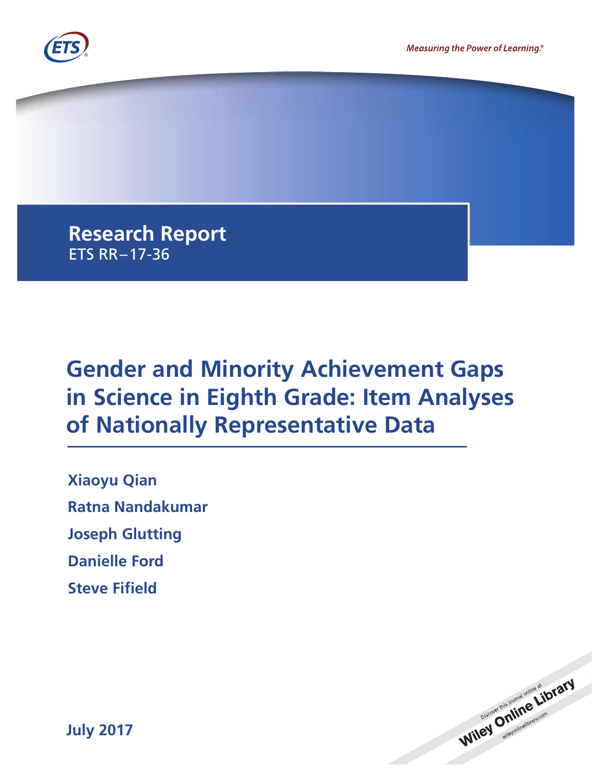Measuring the Power of Learning.®

# Research Report

ETS RR–17-36

# Gender and Minority Achievement Gaps in Science in Eighth Grade: Item Analyses of Nationally Representative Data

**Xiaoyu Qian**

**Ratna Nandakumar**

**Joseph Glutting**

**Danielle Ford**

**Steve Fifield**

**July 2017**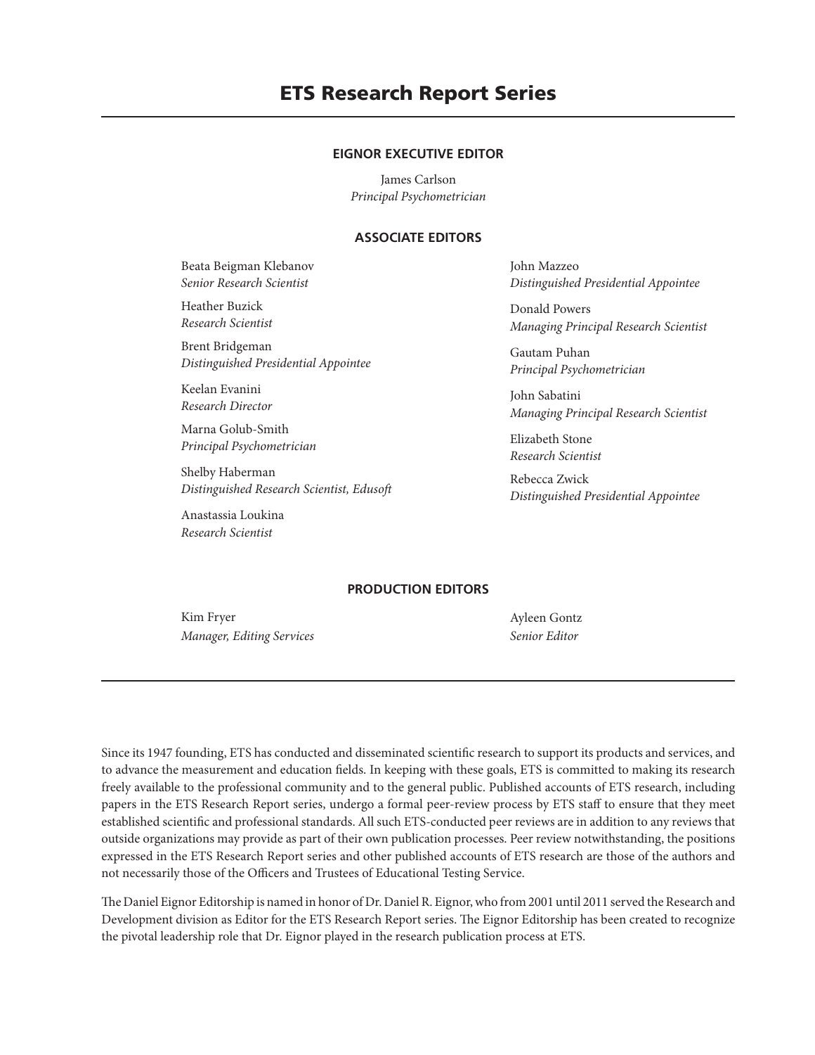# ETS Research Report Series

### EIGNOR EXECUTIVE EDITOR

James Carlson
*Principal Psychometrician*

### ASSOCIATE EDITORS

Beata Beigman Klebanov
*Senior Research Scientist*

Heather Buzick
*Research Scientist*

Brent Bridgeman
*Distinguished Presidential Appointee*

Keelan Evanini
*Research Director*

Marna Golub-Smith
*Principal Psychometrician*

Shelby Haberman
*Distinguished Research Scientist, Edusoft*

Anastassia Loukina
*Research Scientist*

John Mazzeo
*Distinguished Presidential Appointee*

Donald Powers
*Managing Principal Research Scientist*

Gautam Puhan
*Principal Psychometrician*

John Sabatini
*Managing Principal Research Scientist*

Elizabeth Stone
*Research Scientist*

Rebecca Zwick
*Distinguished Presidential Appointee*

### PRODUCTION EDITORS

Kim Fryer
*Manager, Editing Services*

Ayleen Gontz
*Senior Editor*

---

Since its 1947 founding, ETS has conducted and disseminated scientific research to support its products and services, and to advance the measurement and education fields. In keeping with these goals, ETS is committed to making its research freely available to the professional community and to the general public. Published accounts of ETS research, including papers in the ETS Research Report series, undergo a formal peer-review process by ETS staff to ensure that they meet established scientific and professional standards. All such ETS-conducted peer reviews are in addition to any reviews that outside organizations may provide as part of their own publication processes. Peer review notwithstanding, the positions expressed in the ETS Research Report series and other published accounts of ETS research are those of the authors and not necessarily those of the Officers and Trustees of Educational Testing Service.

The Daniel Eignor Editorship is named in honor of Dr. Daniel R. Eignor, who from 2001 until 2011 served the Research and Development division as Editor for the ETS Research Report series. The Eignor Editorship has been created to recognize the pivotal leadership role that Dr. Eignor played in the research publication process at ETS.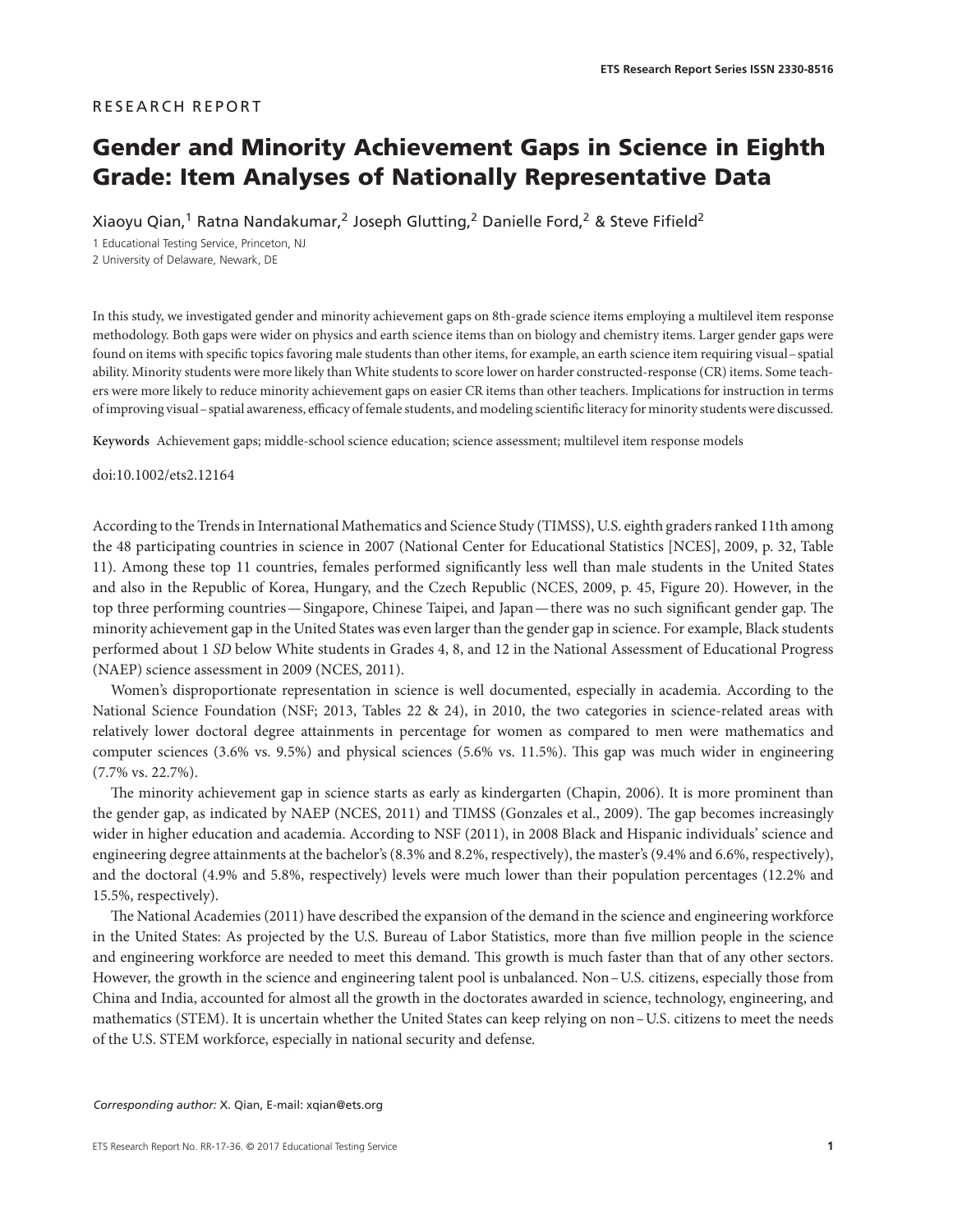RESEARCH REPORT

# Gender and Minority Achievement Gaps in Science in Eighth Grade: Item Analyses of Nationally Representative Data

Xiaoyu Qian,[1] Ratna Nandakumar,[2] Joseph Glutting,[2] Danielle Ford,[2] & Steve Fifield[2]

1 Educational Testing Service, Princeton, NJ
2 University of Delaware, Newark, DE

In this study, we investigated gender and minority achievement gaps on 8th-grade science items employing a multilevel item response methodology. Both gaps were wider on physics and earth science items than on biology and chemistry items. Larger gender gaps were found on items with specific topics favoring male students than other items, for example, an earth science item requiring visual–spatial ability. Minority students were more likely than White students to score lower on harder constructed-response (CR) items. Some teachers were more likely to reduce minority achievement gaps on easier CR items than other teachers. Implications for instruction in terms of improving visual–spatial awareness, efficacy of female students, and modeling scientific literacy for minority students were discussed.

**Keywords** Achievement gaps; middle-school science education; science assessment; multilevel item response models

doi:10.1002/ets2.12164

According to the Trends in International Mathematics and Science Study (TIMSS), U.S. eighth graders ranked 11th among the 48 participating countries in science in 2007 (National Center for Educational Statistics [NCES], 2009, p. 32, Table 11). Among these top 11 countries, females performed significantly less well than male students in the United States and also in the Republic of Korea, Hungary, and the Czech Republic (NCES, 2009, p. 45, Figure 20). However, in the top three performing countries—Singapore, Chinese Taipei, and Japan—there was no such significant gender gap. The minority achievement gap in the United States was even larger than the gender gap in science. For example, Black students performed about 1 *SD* below White students in Grades 4, 8, and 12 in the National Assessment of Educational Progress (NAEP) science assessment in 2009 (NCES, 2011).

Women's disproportionate representation in science is well documented, especially in academia. According to the National Science Foundation (NSF; 2013, Tables 22 & 24), in 2010, the two categories in science-related areas with relatively lower doctoral degree attainments in percentage for women as compared to men were mathematics and computer sciences (3.6% vs. 9.5%) and physical sciences (5.6% vs. 11.5%). This gap was much wider in engineering (7.7% vs. 22.7%).

The minority achievement gap in science starts as early as kindergarten (Chapin, 2006). It is more prominent than the gender gap, as indicated by NAEP (NCES, 2011) and TIMSS (Gonzales et al., 2009). The gap becomes increasingly wider in higher education and academia. According to NSF (2011), in 2008 Black and Hispanic individuals' science and engineering degree attainments at the bachelor's (8.3% and 8.2%, respectively), the master's (9.4% and 6.6%, respectively), and the doctoral (4.9% and 5.8%, respectively) levels were much lower than their population percentages (12.2% and 15.5%, respectively).

The National Academies (2011) have described the expansion of the demand in the science and engineering workforce in the United States: As projected by the U.S. Bureau of Labor Statistics, more than five million people in the science and engineering workforce are needed to meet this demand. This growth is much faster than that of any other sectors. However, the growth in the science and engineering talent pool is unbalanced. Non–U.S. citizens, especially those from China and India, accounted for almost all the growth in the doctorates awarded in science, technology, engineering, and mathematics (STEM). It is uncertain whether the United States can keep relying on non–U.S. citizens to meet the needs of the U.S. STEM workforce, especially in national security and defense.

*Corresponding author:* X. Qian, E-mail: xqian@ets.org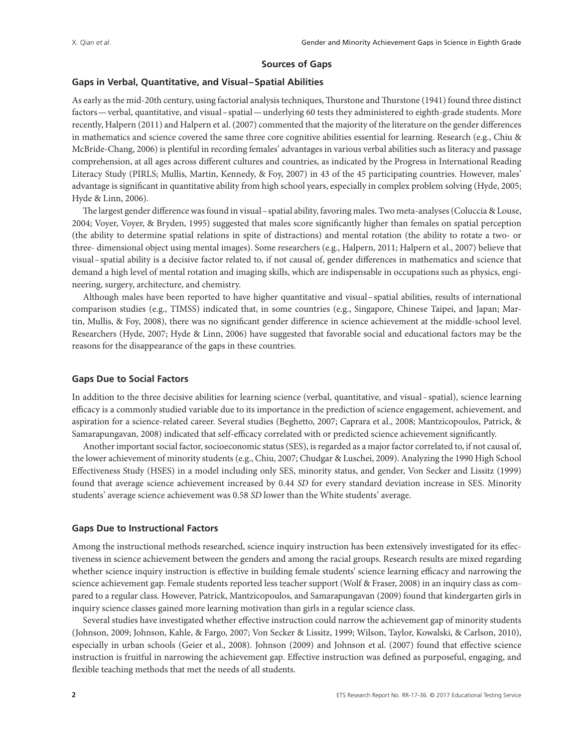## Sources of Gaps

### Gaps in Verbal, Quantitative, and Visual–Spatial Abilities

As early as the mid-20th century, using factorial analysis techniques, Thurstone and Thurstone (1941) found three distinct factors—verbal, quantitative, and visual–spatial—underlying 60 tests they administered to eighth-grade students. More recently, Halpern (2011) and Halpern et al. (2007) commented that the majority of the literature on the gender differences in mathematics and science covered the same three core cognitive abilities essential for learning. Research (e.g., Chiu & McBride-Chang, 2006) is plentiful in recording females' advantages in various verbal abilities such as literacy and passage comprehension, at all ages across different cultures and countries, as indicated by the Progress in International Reading Literacy Study (PIRLS; Mullis, Martin, Kennedy, & Foy, 2007) in 43 of the 45 participating countries. However, males' advantage is significant in quantitative ability from high school years, especially in complex problem solving (Hyde, 2005; Hyde & Linn, 2006).

The largest gender difference was found in visual–spatial ability, favoring males. Two meta-analyses (Coluccia & Louse, 2004; Voyer, Voyer, & Bryden, 1995) suggested that males score significantly higher than females on spatial perception (the ability to determine spatial relations in spite of distractions) and mental rotation (the ability to rotate a two- or three- dimensional object using mental images). Some researchers (e.g., Halpern, 2011; Halpern et al., 2007) believe that visual–spatial ability is a decisive factor related to, if not causal of, gender differences in mathematics and science that demand a high level of mental rotation and imaging skills, which are indispensable in occupations such as physics, engineering, surgery, architecture, and chemistry.

Although males have been reported to have higher quantitative and visual–spatial abilities, results of international comparison studies (e.g., TIMSS) indicated that, in some countries (e.g., Singapore, Chinese Taipei, and Japan; Martin, Mullis, & Foy, 2008), there was no significant gender difference in science achievement at the middle-school level. Researchers (Hyde, 2007; Hyde & Linn, 2006) have suggested that favorable social and educational factors may be the reasons for the disappearance of the gaps in these countries.

### Gaps Due to Social Factors

In addition to the three decisive abilities for learning science (verbal, quantitative, and visual–spatial), science learning efficacy is a commonly studied variable due to its importance in the prediction of science engagement, achievement, and aspiration for a science-related career. Several studies (Beghetto, 2007; Caprara et al., 2008; Mantzicopoulos, Patrick, & Samarapungavan, 2008) indicated that self-efficacy correlated with or predicted science achievement significantly.

Another important social factor, socioeconomic status (SES), is regarded as a major factor correlated to, if not causal of, the lower achievement of minority students (e.g., Chiu, 2007; Chudgar & Luschei, 2009). Analyzing the 1990 High School Effectiveness Study (HSES) in a model including only SES, minority status, and gender, Von Secker and Lissitz (1999) found that average science achievement increased by 0.44 *SD* for every standard deviation increase in SES. Minority students' average science achievement was 0.58 *SD* lower than the White students' average.

### Gaps Due to Instructional Factors

Among the instructional methods researched, science inquiry instruction has been extensively investigated for its effectiveness in science achievement between the genders and among the racial groups. Research results are mixed regarding whether science inquiry instruction is effective in building female students' science learning efficacy and narrowing the science achievement gap. Female students reported less teacher support (Wolf & Fraser, 2008) in an inquiry class as compared to a regular class. However, Patrick, Mantzicopoulos, and Samarapungavan (2009) found that kindergarten girls in inquiry science classes gained more learning motivation than girls in a regular science class.

Several studies have investigated whether effective instruction could narrow the achievement gap of minority students (Johnson, 2009; Johnson, Kahle, & Fargo, 2007; Von Secker & Lissitz, 1999; Wilson, Taylor, Kowalski, & Carlson, 2010), especially in urban schools (Geier et al., 2008). Johnson (2009) and Johnson et al. (2007) found that effective science instruction is fruitful in narrowing the achievement gap. Effective instruction was defined as purposeful, engaging, and flexible teaching methods that met the needs of all students.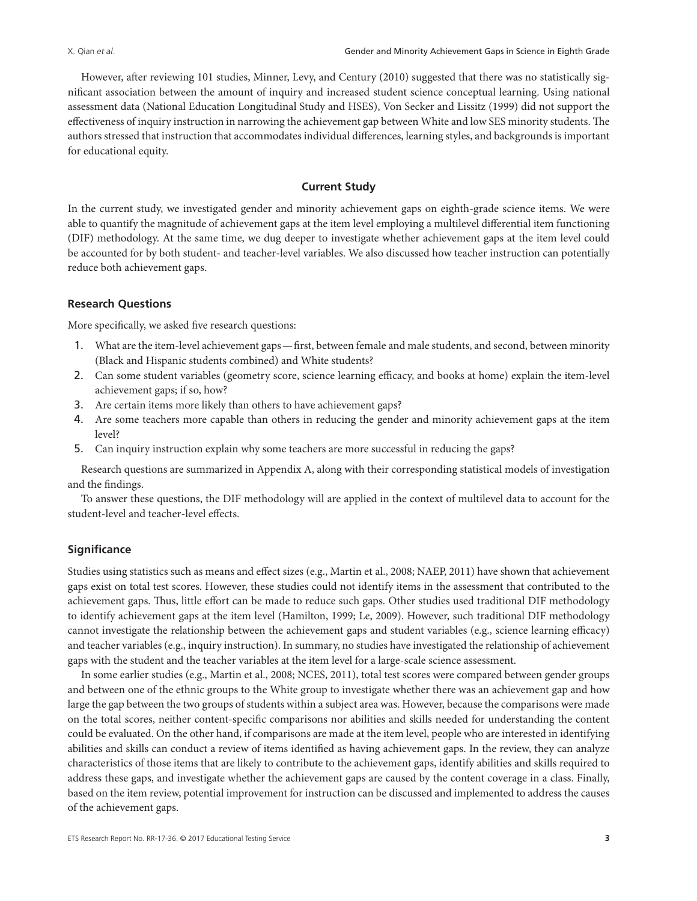However, after reviewing 101 studies, Minner, Levy, and Century (2010) suggested that there was no statistically significant association between the amount of inquiry and increased student science conceptual learning. Using national assessment data (National Education Longitudinal Study and HSES), Von Secker and Lissitz (1999) did not support the effectiveness of inquiry instruction in narrowing the achievement gap between White and low SES minority students. The authors stressed that instruction that accommodates individual differences, learning styles, and backgrounds is important for educational equity.

## Current Study

In the current study, we investigated gender and minority achievement gaps on eighth-grade science items. We were able to quantify the magnitude of achievement gaps at the item level employing a multilevel differential item functioning (DIF) methodology. At the same time, we dug deeper to investigate whether achievement gaps at the item level could be accounted for by both student- and teacher-level variables. We also discussed how teacher instruction can potentially reduce both achievement gaps.

### Research Questions

More specifically, we asked five research questions:

1. What are the item-level achievement gaps — first, between female and male students, and second, between minority (Black and Hispanic students combined) and White students?
2. Can some student variables (geometry score, science learning efficacy, and books at home) explain the item-level achievement gaps; if so, how?
3. Are certain items more likely than others to have achievement gaps?
4. Are some teachers more capable than others in reducing the gender and minority achievement gaps at the item level?
5. Can inquiry instruction explain why some teachers are more successful in reducing the gaps?

Research questions are summarized in Appendix A, along with their corresponding statistical models of investigation and the findings.

To answer these questions, the DIF methodology will are applied in the context of multilevel data to account for the student-level and teacher-level effects.

### Significance

Studies using statistics such as means and effect sizes (e.g., Martin et al., 2008; NAEP, 2011) have shown that achievement gaps exist on total test scores. However, these studies could not identify items in the assessment that contributed to the achievement gaps. Thus, little effort can be made to reduce such gaps. Other studies used traditional DIF methodology to identify achievement gaps at the item level (Hamilton, 1999; Le, 2009). However, such traditional DIF methodology cannot investigate the relationship between the achievement gaps and student variables (e.g., science learning efficacy) and teacher variables (e.g., inquiry instruction). In summary, no studies have investigated the relationship of achievement gaps with the student and the teacher variables at the item level for a large-scale science assessment.

In some earlier studies (e.g., Martin et al., 2008; NCES, 2011), total test scores were compared between gender groups and between one of the ethnic groups to the White group to investigate whether there was an achievement gap and how large the gap between the two groups of students within a subject area was. However, because the comparisons were made on the total scores, neither content-specific comparisons nor abilities and skills needed for understanding the content could be evaluated. On the other hand, if comparisons are made at the item level, people who are interested in identifying abilities and skills can conduct a review of items identified as having achievement gaps. In the review, they can analyze characteristics of those items that are likely to contribute to the achievement gaps, identify abilities and skills required to address these gaps, and investigate whether the achievement gaps are caused by the content coverage in a class. Finally, based on the item review, potential improvement for instruction can be discussed and implemented to address the causes of the achievement gaps.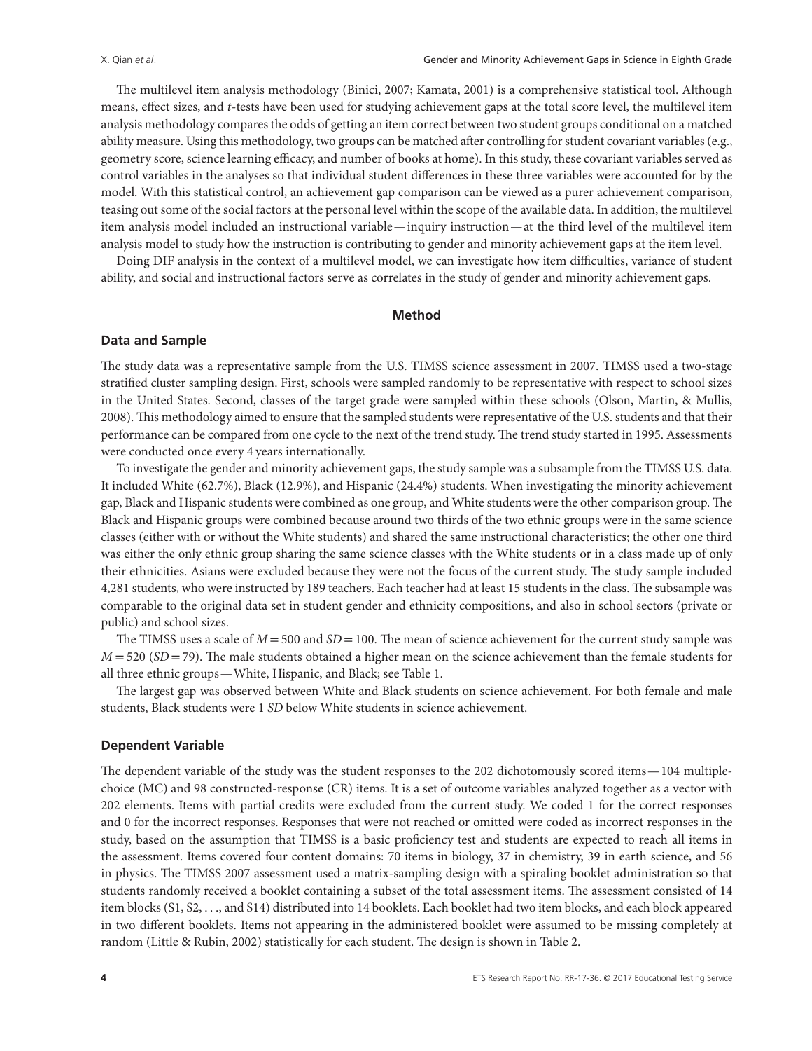The multilevel item analysis methodology (Binici, 2007; Kamata, 2001) is a comprehensive statistical tool. Although means, effect sizes, and *t*-tests have been used for studying achievement gaps at the total score level, the multilevel item analysis methodology compares the odds of getting an item correct between two student groups conditional on a matched ability measure. Using this methodology, two groups can be matched after controlling for student covariant variables (e.g., geometry score, science learning efficacy, and number of books at home). In this study, these covariant variables served as control variables in the analyses so that individual student differences in these three variables were accounted for by the model. With this statistical control, an achievement gap comparison can be viewed as a purer achievement comparison, teasing out some of the social factors at the personal level within the scope of the available data. In addition, the multilevel item analysis model included an instructional variable — inquiry instruction — at the third level of the multilevel item analysis model to study how the instruction is contributing to gender and minority achievement gaps at the item level.

Doing DIF analysis in the context of a multilevel model, we can investigate how item difficulties, variance of student ability, and social and instructional factors serve as correlates in the study of gender and minority achievement gaps.

## Method

### Data and Sample

The study data was a representative sample from the U.S. TIMSS science assessment in 2007. TIMSS used a two-stage stratified cluster sampling design. First, schools were sampled randomly to be representative with respect to school sizes in the United States. Second, classes of the target grade were sampled within these schools (Olson, Martin, & Mullis, 2008). This methodology aimed to ensure that the sampled students were representative of the U.S. students and that their performance can be compared from one cycle to the next of the trend study. The trend study started in 1995. Assessments were conducted once every 4 years internationally.

To investigate the gender and minority achievement gaps, the study sample was a subsample from the TIMSS U.S. data. It included White (62.7%), Black (12.9%), and Hispanic (24.4%) students. When investigating the minority achievement gap, Black and Hispanic students were combined as one group, and White students were the other comparison group. The Black and Hispanic groups were combined because around two thirds of the two ethnic groups were in the same science classes (either with or without the White students) and shared the same instructional characteristics; the other one third was either the only ethnic group sharing the same science classes with the White students or in a class made up of only their ethnicities. Asians were excluded because they were not the focus of the current study. The study sample included 4,281 students, who were instructed by 189 teachers. Each teacher had at least 15 students in the class. The subsample was comparable to the original data set in student gender and ethnicity compositions, and also in school sectors (private or public) and school sizes.

The TIMSS uses a scale of $M = 500$ and $SD = 100$. The mean of science achievement for the current study sample was $M = 520$ ($SD = 79$). The male students obtained a higher mean on the science achievement than the female students for all three ethnic groups — White, Hispanic, and Black; see Table 1.

The largest gap was observed between White and Black students on science achievement. For both female and male students, Black students were 1 *SD* below White students in science achievement.

### Dependent Variable

The dependent variable of the study was the student responses to the 202 dichotomously scored items — 104 multiple-choice (MC) and 98 constructed-response (CR) items. It is a set of outcome variables analyzed together as a vector with 202 elements. Items with partial credits were excluded from the current study. We coded 1 for the correct responses and 0 for the incorrect responses. Responses that were not reached or omitted were coded as incorrect responses in the study, based on the assumption that TIMSS is a basic proficiency test and students are expected to reach all items in the assessment. Items covered four content domains: 70 items in biology, 37 in chemistry, 39 in earth science, and 56 in physics. The TIMSS 2007 assessment used a matrix-sampling design with a spiraling booklet administration so that students randomly received a booklet containing a subset of the total assessment items. The assessment consisted of 14 item blocks (S1, S2, . . ., and S14) distributed into 14 booklets. Each booklet had two item blocks, and each block appeared in two different booklets. Items not appearing in the administered booklet were assumed to be missing completely at random (Little & Rubin, 2002) statistically for each student. The design is shown in Table 2.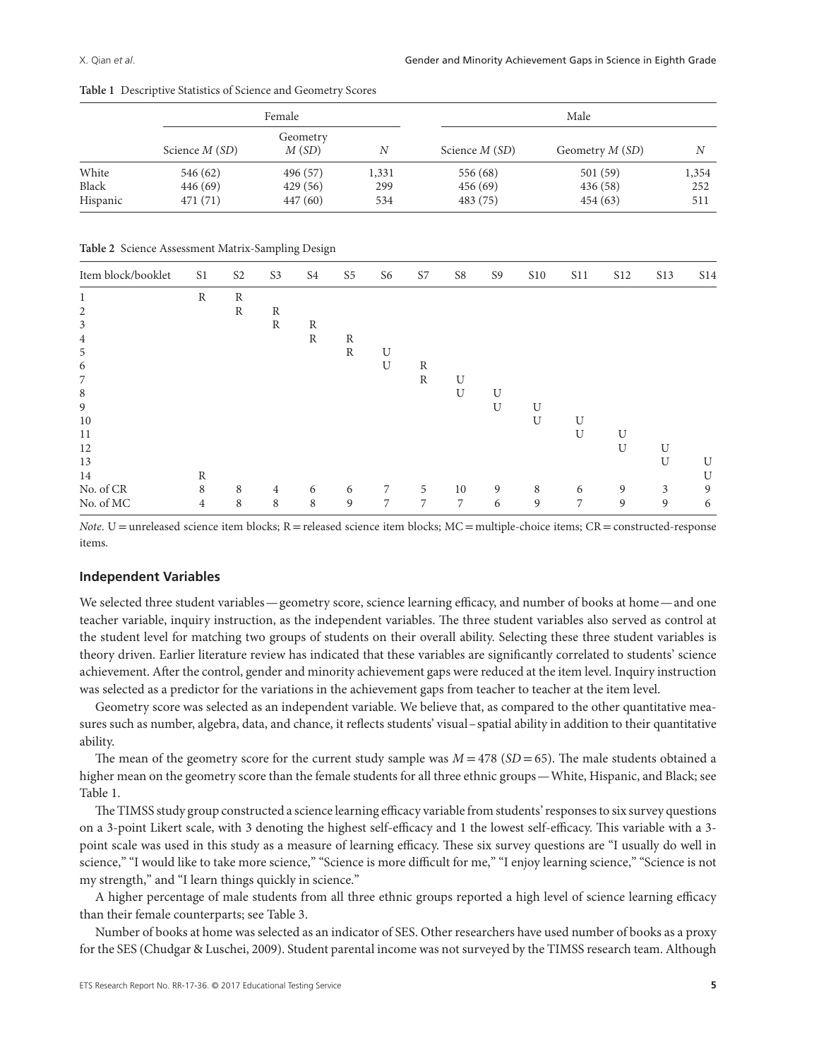**Table 1** Descriptive Statistics of Science and Geometry Scores

| | Female | | | Male | | |
|---|---|---|---|---|---|---|
| | Science *M* (*SD*) | Geometry *M* (*SD*) | *N* | Science *M* (*SD*) | Geometry *M* (*SD*) | *N* |
| White | 546 (62) | 496 (57) | 1,331 | 556 (68) | 501 (59) | 1,354 |
| Black | 446 (69) | 429 (56) | 299 | 456 (69) | 436 (58) | 252 |
| Hispanic | 471 (71) | 447 (60) | 534 | 483 (75) | 454 (63) | 511 |

**Table 2** Science Assessment Matrix-Sampling Design

| Item block/booklet | S1 | S2 | S3 | S4 | S5 | S6 | S7 | S8 | S9 | S10 | S11 | S12 | S13 | S14 |
|---|---|---|---|---|---|---|---|---|---|---|---|---|---|---|
| 1 | R | R | | | | | | | | | | | | |
| 2 | | R | R | | | | | | | | | | | |
| 3 | | | R | R | | | | | | | | | | |
| 4 | | | | R | R | | | | | | | | | |
| 5 | | | | | R | U | | | | | | | | |
| 6 | | | | | | U | R | | | | | | | |
| 7 | | | | | | | R | U | | | | | | |
| 8 | | | | | | | | U | U | | | | | |
| 9 | | | | | | | | | U | U | | | | |
| 10 | | | | | | | | | | U | U | | | |
| 11 | | | | | | | | | | | U | U | | |
| 12 | | | | | | | | | | | | U | U | |
| 13 | | | | | | | | | | | | | U | U |
| 14 | R | | | | | | | | | | | | | U |
| No. of CR | 8 | 8 | 4 | 6 | 6 | 7 | 5 | 10 | 9 | 8 | 6 | 9 | 3 | 9 |
| No. of MC | 4 | 8 | 8 | 8 | 9 | 7 | 7 | 7 | 6 | 9 | 7 | 9 | 9 | 6 |

*Note*. U = unreleased science item blocks; R = released science item blocks; MC = multiple-choice items; CR = constructed-response items.

### Independent Variables

We selected three student variables — geometry score, science learning efficacy, and number of books at home — and one teacher variable, inquiry instruction, as the independent variables. The three student variables also served as control at the student level for matching two groups of students on their overall ability. Selecting these three student variables is theory driven. Earlier literature review has indicated that these variables are significantly correlated to students' science achievement. After the control, gender and minority achievement gaps were reduced at the item level. Inquiry instruction was selected as a predictor for the variations in the achievement gaps from teacher to teacher at the item level.

Geometry score was selected as an independent variable. We believe that, as compared to the other quantitative measures such as number, algebra, data, and chance, it reflects students' visual–spatial ability in addition to their quantitative ability.

The mean of the geometry score for the current study sample was $M = 478$ ($SD = 65$). The male students obtained a higher mean on the geometry score than the female students for all three ethnic groups — White, Hispanic, and Black; see Table 1.

The TIMSS study group constructed a science learning efficacy variable from students' responses to six survey questions on a 3-point Likert scale, with 3 denoting the highest self-efficacy and 1 the lowest self-efficacy. This variable with a 3-point scale was used in this study as a measure of learning efficacy. These six survey questions are "I usually do well in science," "I would like to take more science," "Science is more difficult for me," "I enjoy learning science," "Science is not my strength," and "I learn things quickly in science."

A higher percentage of male students from all three ethnic groups reported a high level of science learning efficacy than their female counterparts; see Table 3.

Number of books at home was selected as an indicator of SES. Other researchers have used number of books as a proxy for the SES (Chudgar & Luschei, 2009). Student parental income was not surveyed by the TIMSS research team. Although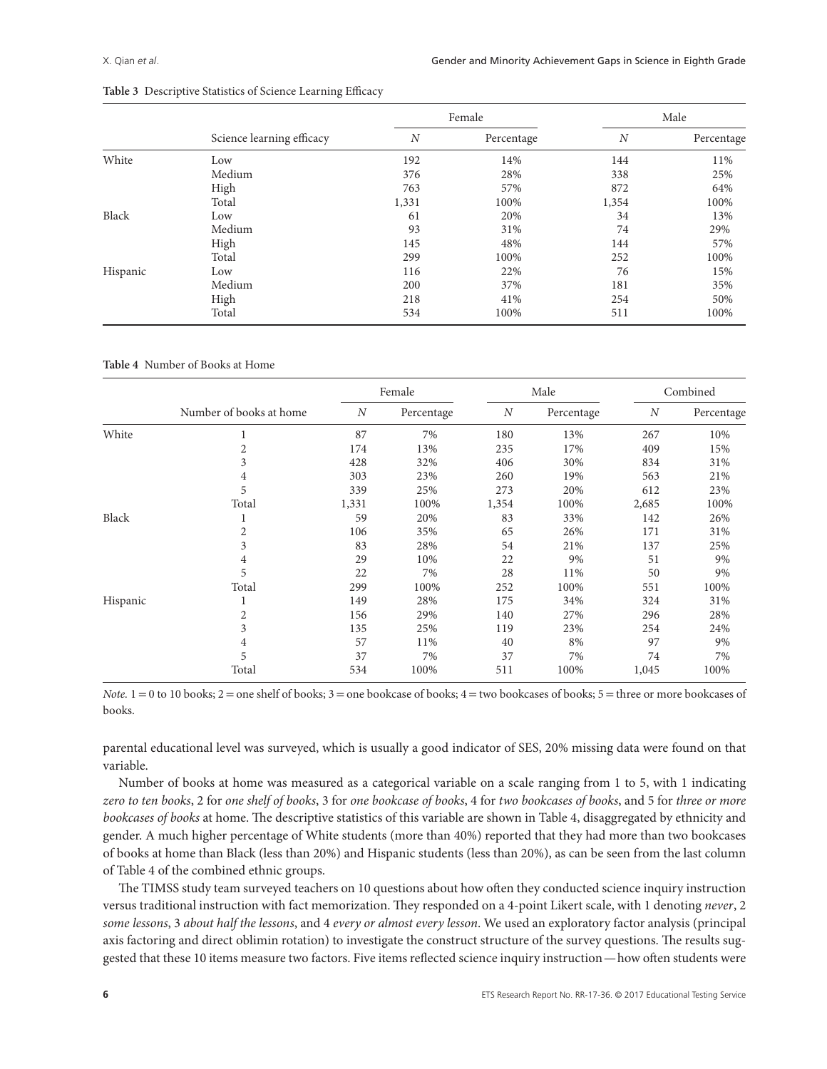**Table 3** Descriptive Statistics of Science Learning Efficacy

| | Science learning efficacy | Female | | Male | |
|---|---|---|---|---|---|
| | | *N* | Percentage | *N* | Percentage |
| White | Low | 192 | 14% | 144 | 11% |
| | Medium | 376 | 28% | 338 | 25% |
| | High | 763 | 57% | 872 | 64% |
| | Total | 1,331 | 100% | 1,354 | 100% |
| Black | Low | 61 | 20% | 34 | 13% |
| | Medium | 93 | 31% | 74 | 29% |
| | High | 145 | 48% | 144 | 57% |
| | Total | 299 | 100% | 252 | 100% |
| Hispanic | Low | 116 | 22% | 76 | 15% |
| | Medium | 200 | 37% | 181 | 35% |
| | High | 218 | 41% | 254 | 50% |
| | Total | 534 | 100% | 511 | 100% |

**Table 4** Number of Books at Home

| | Number of books at home | Female | | Male | | Combined | |
|---|---|---|---|---|---|---|---|
| | | *N* | Percentage | *N* | Percentage | *N* | Percentage |
| White | 1 | 87 | 7% | 180 | 13% | 267 | 10% |
| | 2 | 174 | 13% | 235 | 17% | 409 | 15% |
| | 3 | 428 | 32% | 406 | 30% | 834 | 31% |
| | 4 | 303 | 23% | 260 | 19% | 563 | 21% |
| | 5 | 339 | 25% | 273 | 20% | 612 | 23% |
| | Total | 1,331 | 100% | 1,354 | 100% | 2,685 | 100% |
| Black | 1 | 59 | 20% | 83 | 33% | 142 | 26% |
| | 2 | 106 | 35% | 65 | 26% | 171 | 31% |
| | 3 | 83 | 28% | 54 | 21% | 137 | 25% |
| | 4 | 29 | 10% | 22 | 9% | 51 | 9% |
| | 5 | 22 | 7% | 28 | 11% | 50 | 9% |
| | Total | 299 | 100% | 252 | 100% | 551 | 100% |
| Hispanic | 1 | 149 | 28% | 175 | 34% | 324 | 31% |
| | 2 | 156 | 29% | 140 | 27% | 296 | 28% |
| | 3 | 135 | 25% | 119 | 23% | 254 | 24% |
| | 4 | 57 | 11% | 40 | 8% | 97 | 9% |
| | 5 | 37 | 7% | 37 | 7% | 74 | 7% |
| | Total | 534 | 100% | 511 | 100% | 1,045 | 100% |

*Note.* 1 = 0 to 10 books; 2 = one shelf of books; 3 = one bookcase of books; 4 = two bookcases of books; 5 = three or more bookcases of books.

parental educational level was surveyed, which is usually a good indicator of SES, 20% missing data were found on that variable.

Number of books at home was measured as a categorical variable on a scale ranging from 1 to 5, with 1 indicating *zero to ten books*, 2 for *one shelf of books*, 3 for *one bookcase of books*, 4 for *two bookcases of books*, and 5 for *three or more bookcases of books* at home. The descriptive statistics of this variable are shown in Table 4, disaggregated by ethnicity and gender. A much higher percentage of White students (more than 40%) reported that they had more than two bookcases of books at home than Black (less than 20%) and Hispanic students (less than 20%), as can be seen from the last column of Table 4 of the combined ethnic groups.

The TIMSS study team surveyed teachers on 10 questions about how often they conducted science inquiry instruction versus traditional instruction with fact memorization. They responded on a 4-point Likert scale, with 1 denoting *never*, 2 *some lessons*, 3 *about half the lessons*, and 4 *every or almost every lesson*. We used an exploratory factor analysis (principal axis factoring and direct oblimin rotation) to investigate the construct structure of the survey questions. The results suggested that these 10 items measure two factors. Five items reflected science inquiry instruction — how often students were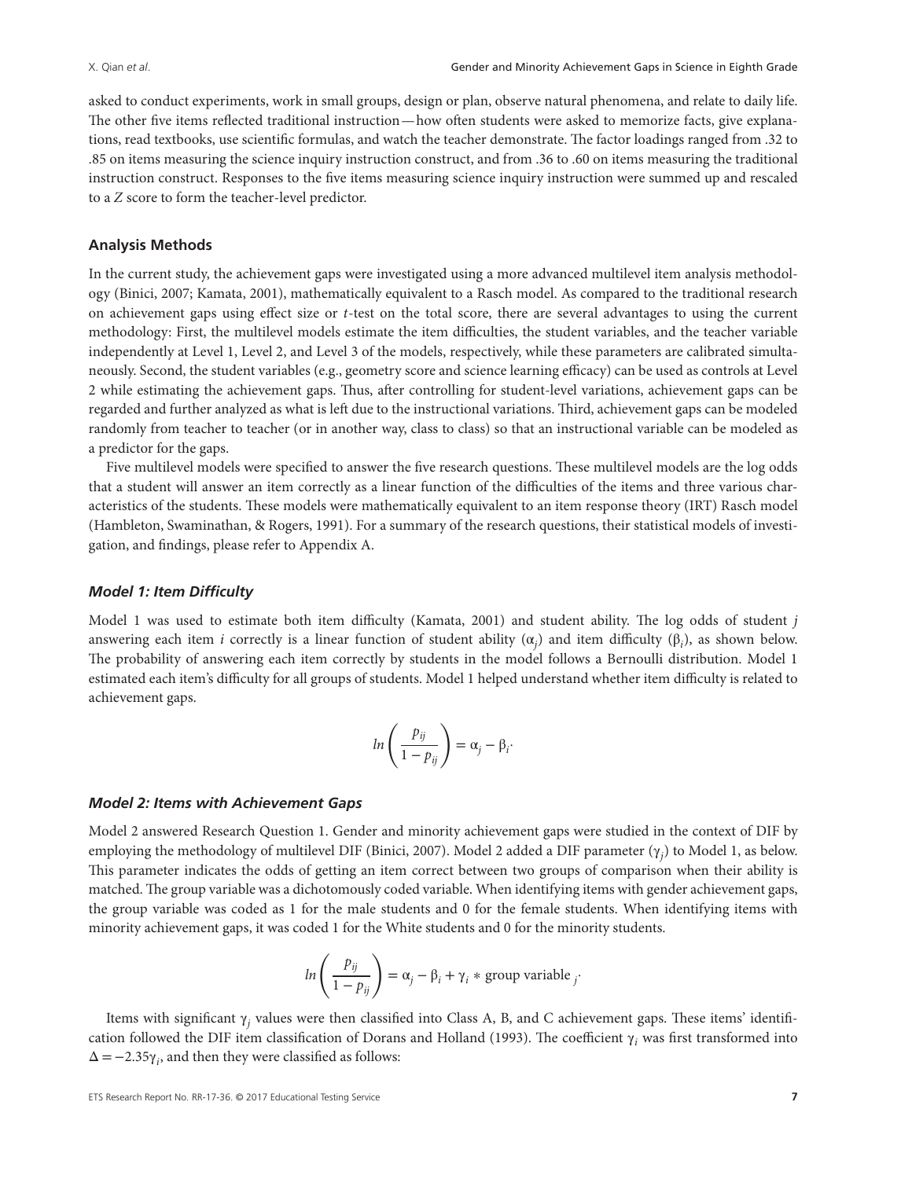asked to conduct experiments, work in small groups, design or plan, observe natural phenomena, and relate to daily life. The other five items reflected traditional instruction—how often students were asked to memorize facts, give explanations, read textbooks, use scientific formulas, and watch the teacher demonstrate. The factor loadings ranged from .32 to .85 on items measuring the science inquiry instruction construct, and from .36 to .60 on items measuring the traditional instruction construct. Responses to the five items measuring science inquiry instruction were summed up and rescaled to a *Z* score to form the teacher-level predictor.

### Analysis Methods

In the current study, the achievement gaps were investigated using a more advanced multilevel item analysis methodology (Binici, 2007; Kamata, 2001), mathematically equivalent to a Rasch model. As compared to the traditional research on achievement gaps using effect size or *t*-test on the total score, there are several advantages to using the current methodology: First, the multilevel models estimate the item difficulties, the student variables, and the teacher variable independently at Level 1, Level 2, and Level 3 of the models, respectively, while these parameters are calibrated simultaneously. Second, the student variables (e.g., geometry score and science learning efficacy) can be used as controls at Level 2 while estimating the achievement gaps. Thus, after controlling for student-level variations, achievement gaps can be regarded and further analyzed as what is left due to the instructional variations. Third, achievement gaps can be modeled randomly from teacher to teacher (or in another way, class to class) so that an instructional variable can be modeled as a predictor for the gaps.

Five multilevel models were specified to answer the five research questions. These multilevel models are the log odds that a student will answer an item correctly as a linear function of the difficulties of the items and three various characteristics of the students. These models were mathematically equivalent to an item response theory (IRT) Rasch model (Hambleton, Swaminathan, & Rogers, 1991). For a summary of the research questions, their statistical models of investigation, and findings, please refer to Appendix A.

#### *Model 1: Item Difficulty*

Model 1 was used to estimate both item difficulty (Kamata, 2001) and student ability. The log odds of student *j* answering each item *i* correctly is a linear function of student ability ($\alpha_j$) and item difficulty ($\beta_i$), as shown below. The probability of answering each item correctly by students in the model follows a Bernoulli distribution. Model 1 estimated each item's difficulty for all groups of students. Model 1 helped understand whether item difficulty is related to achievement gaps.

$$ln\left(\frac{p_{ij}}{1-p_{ij}}\right) = \alpha_j - \beta_i.$$

#### *Model 2: Items with Achievement Gaps*

Model 2 answered Research Question 1. Gender and minority achievement gaps were studied in the context of DIF by employing the methodology of multilevel DIF (Binici, 2007). Model 2 added a DIF parameter ($\gamma_j$) to Model 1, as below. This parameter indicates the odds of getting an item correct between two groups of comparison when their ability is matched. The group variable was a dichotomously coded variable. When identifying items with gender achievement gaps, the group variable was coded as 1 for the male students and 0 for the female students. When identifying items with minority achievement gaps, it was coded 1 for the White students and 0 for the minority students.

$$ln\left(\frac{p_{ij}}{1-p_{ij}}\right) = \alpha_j - \beta_i + \gamma_i * \text{group variable}_j.$$

Items with significant $\gamma_j$ values were then classified into Class A, B, and C achievement gaps. These items' identification followed the DIF item classification of Dorans and Holland (1993). The coefficient $\gamma_i$ was first transformed into $\Delta = -2.35\gamma_i$, and then they were classified as follows: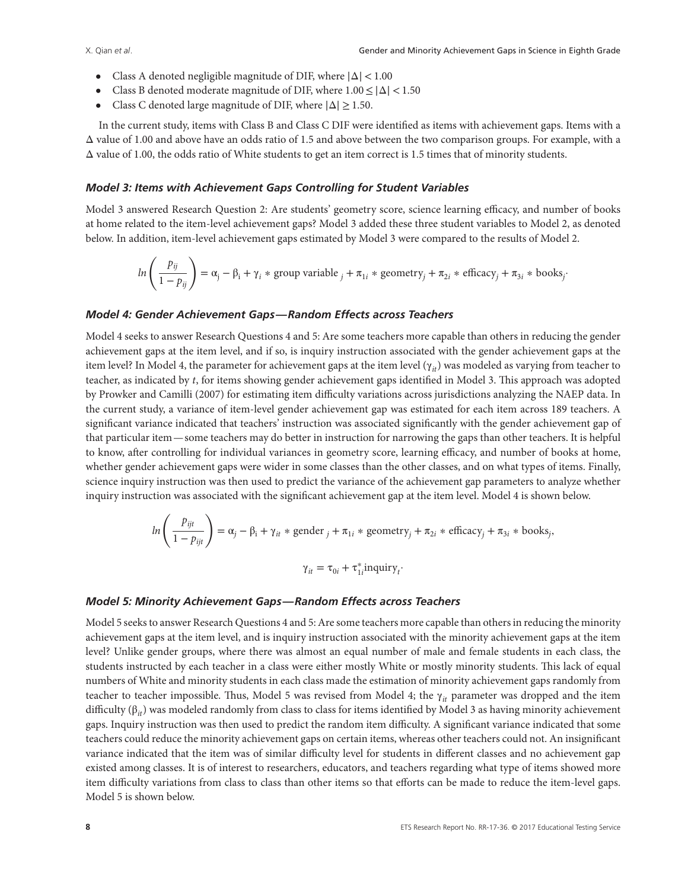- Class A denoted negligible magnitude of DIF, where $|\Delta| < 1.00$
- Class B denoted moderate magnitude of DIF, where $1.00 \leq |\Delta| < 1.50$
- Class C denoted large magnitude of DIF, where $|\Delta| \geq 1.50$.

In the current study, items with Class B and Class C DIF were identified as items with achievement gaps. Items with a $\Delta$ value of 1.00 and above have an odds ratio of 1.5 and above between the two comparison groups. For example, with a $\Delta$ value of 1.00, the odds ratio of White students to get an item correct is 1.5 times that of minority students.

### *Model 3: Items with Achievement Gaps Controlling for Student Variables*

Model 3 answered Research Question 2: Are students' geometry score, science learning efficacy, and number of books at home related to the item-level achievement gaps? Model 3 added these three student variables to Model 2, as denoted below. In addition, item-level achievement gaps estimated by Model 3 were compared to the results of Model 2.

$$ln\left(\frac{p_{ij}}{1-p_{ij}}\right) = \alpha_j - \beta_i + \gamma_i * \text{group variable}_j + \pi_{1i} * \text{geometry}_j + \pi_{2i} * \text{efficacy}_j + \pi_{3i} * \text{books}_j.$$

### *Model 4: Gender Achievement Gaps—Random Effects across Teachers*

Model 4 seeks to answer Research Questions 4 and 5: Are some teachers more capable than others in reducing the gender achievement gaps at the item level, and if so, is inquiry instruction associated with the gender achievement gaps at the item level? In Model 4, the parameter for achievement gaps at the item level ($\gamma_{it}$) was modeled as varying from teacher to teacher, as indicated by $t$, for items showing gender achievement gaps identified in Model 3. This approach was adopted by Prowker and Camilli (2007) for estimating item difficulty variations across jurisdictions analyzing the NAEP data. In the current study, a variance of item-level gender achievement gap was estimated for each item across 189 teachers. A significant variance indicated that teachers' instruction was associated significantly with the gender achievement gap of that particular item—some teachers may do better in instruction for narrowing the gaps than other teachers. It is helpful to know, after controlling for individual variances in geometry score, learning efficacy, and number of books at home, whether gender achievement gaps were wider in some classes than the other classes, and on what types of items. Finally, science inquiry instruction was then used to predict the variance of the achievement gap parameters to analyze whether inquiry instruction was associated with the significant achievement gap at the item level. Model 4 is shown below.

$$ln\left(\frac{p_{ijt}}{1-p_{ijt}}\right) = \alpha_j - \beta_i + \gamma_{it} * \text{gender}_j + \pi_{1i} * \text{geometry}_j + \pi_{2i} * \text{efficacy}_j + \pi_{3i} * \text{books}_j,$$

$$\gamma_{it} = \tau_{0i} + \tau_{1i}^{*}\text{inquiry}_t.$$

### *Model 5: Minority Achievement Gaps—Random Effects across Teachers*

Model 5 seeks to answer Research Questions 4 and 5: Are some teachers more capable than others in reducing the minority achievement gaps at the item level, and is inquiry instruction associated with the minority achievement gaps at the item level? Unlike gender groups, where there was almost an equal number of male and female students in each class, the students instructed by each teacher in a class were either mostly White or mostly minority students. This lack of equal numbers of White and minority students in each class made the estimation of minority achievement gaps randomly from teacher to teacher impossible. Thus, Model 5 was revised from Model 4; the $\gamma_{it}$ parameter was dropped and the item difficulty ($\beta_{it}$) was modeled randomly from class to class for items identified by Model 3 as having minority achievement gaps. Inquiry instruction was then used to predict the random item difficulty. A significant variance indicated that some teachers could reduce the minority achievement gaps on certain items, whereas other teachers could not. An insignificant variance indicated that the item was of similar difficulty level for students in different classes and no achievement gap existed among classes. It is of interest to researchers, educators, and teachers regarding what type of items showed more item difficulty variations from class to class than other items so that efforts can be made to reduce the item-level gaps. Model 5 is shown below.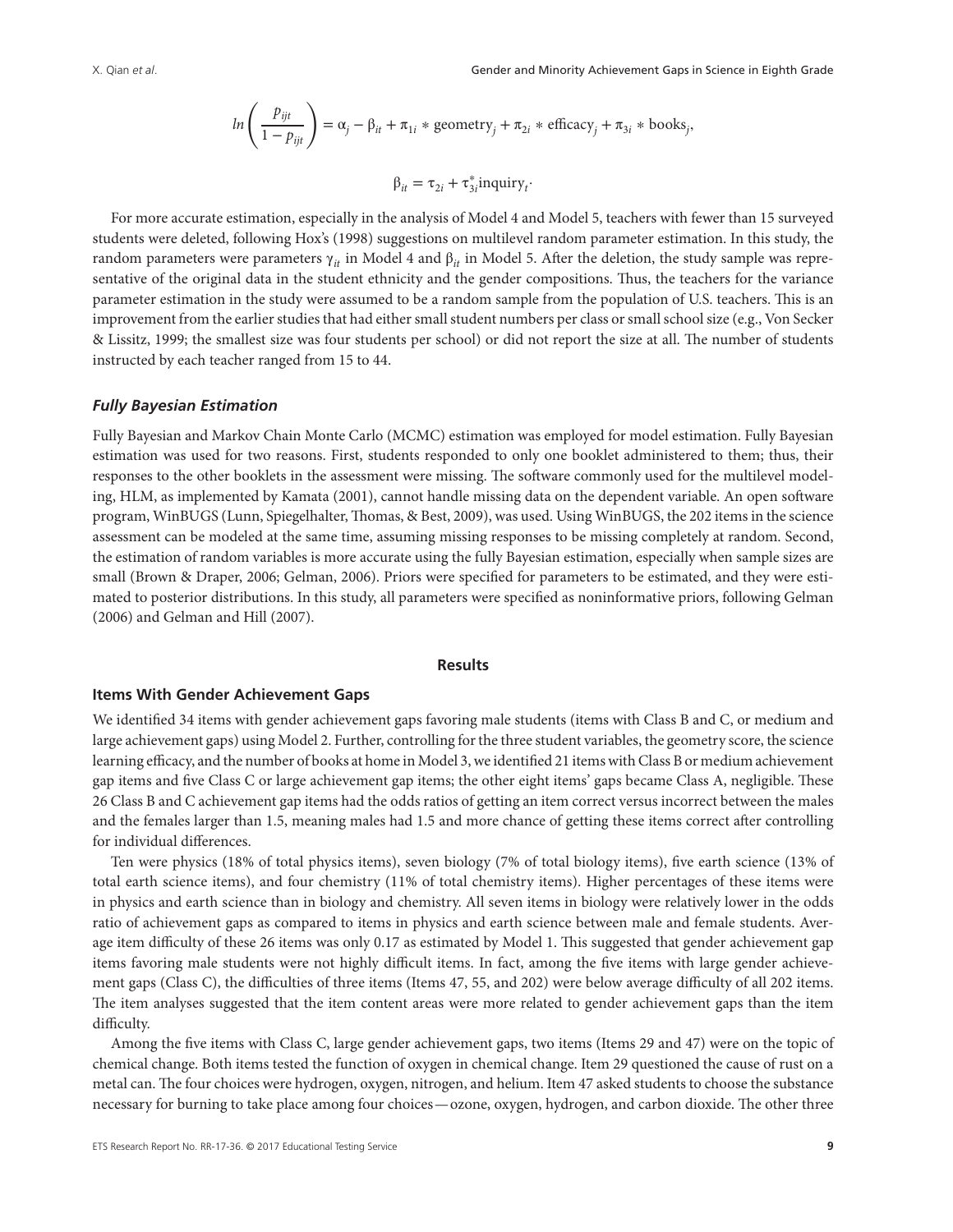$$ln\left(\frac{p_{ijt}}{1-p_{ijt}}\right) = \alpha_j - \beta_{it} + \pi_{1i} * \text{geometry}_j + \pi_{2i} * \text{efficacy}_j + \pi_{3i} * \text{books}_j,$$

$$\beta_{it} = \tau_{2i} + \tau^*_{3i}\text{inquiry}_t.$$

For more accurate estimation, especially in the analysis of Model 4 and Model 5, teachers with fewer than 15 surveyed students were deleted, following Hox's (1998) suggestions on multilevel random parameter estimation. In this study, the random parameters were parameters $\gamma_{it}$ in Model 4 and $\beta_{it}$ in Model 5. After the deletion, the study sample was representative of the original data in the student ethnicity and the gender compositions. Thus, the teachers for the variance parameter estimation in the study were assumed to be a random sample from the population of U.S. teachers. This is an improvement from the earlier studies that had either small student numbers per class or small school size (e.g., Von Secker & Lissitz, 1999; the smallest size was four students per school) or did not report the size at all. The number of students instructed by each teacher ranged from 15 to 44.

### *Fully Bayesian Estimation*

Fully Bayesian and Markov Chain Monte Carlo (MCMC) estimation was employed for model estimation. Fully Bayesian estimation was used for two reasons. First, students responded to only one booklet administered to them; thus, their responses to the other booklets in the assessment were missing. The software commonly used for the multilevel modeling, HLM, as implemented by Kamata (2001), cannot handle missing data on the dependent variable. An open software program, WinBUGS (Lunn, Spiegelhalter, Thomas, & Best, 2009), was used. Using WinBUGS, the 202 items in the science assessment can be modeled at the same time, assuming missing responses to be missing completely at random. Second, the estimation of random variables is more accurate using the fully Bayesian estimation, especially when sample sizes are small (Brown & Draper, 2006; Gelman, 2006). Priors were specified for parameters to be estimated, and they were estimated to posterior distributions. In this study, all parameters were specified as noninformative priors, following Gelman (2006) and Gelman and Hill (2007).

## Results

### Items With Gender Achievement Gaps

We identified 34 items with gender achievement gaps favoring male students (items with Class B and C, or medium and large achievement gaps) using Model 2. Further, controlling for the three student variables, the geometry score, the science learning efficacy, and the number of books at home in Model 3, we identified 21 items with Class B or medium achievement gap items and five Class C or large achievement gap items; the other eight items' gaps became Class A, negligible. These 26 Class B and C achievement gap items had the odds ratios of getting an item correct versus incorrect between the males and the females larger than 1.5, meaning males had 1.5 and more chance of getting these items correct after controlling for individual differences.

Ten were physics (18% of total physics items), seven biology (7% of total biology items), five earth science (13% of total earth science items), and four chemistry (11% of total chemistry items). Higher percentages of these items were in physics and earth science than in biology and chemistry. All seven items in biology were relatively lower in the odds ratio of achievement gaps as compared to items in physics and earth science between male and female students. Average item difficulty of these 26 items was only 0.17 as estimated by Model 1. This suggested that gender achievement gap items favoring male students were not highly difficult items. In fact, among the five items with large gender achievement gaps (Class C), the difficulties of three items (Items 47, 55, and 202) were below average difficulty of all 202 items. The item analyses suggested that the item content areas were more related to gender achievement gaps than the item difficulty.

Among the five items with Class C, large gender achievement gaps, two items (Items 29 and 47) were on the topic of chemical change. Both items tested the function of oxygen in chemical change. Item 29 questioned the cause of rust on a metal can. The four choices were hydrogen, oxygen, nitrogen, and helium. Item 47 asked students to choose the substance necessary for burning to take place among four choices—ozone, oxygen, hydrogen, and carbon dioxide. The other three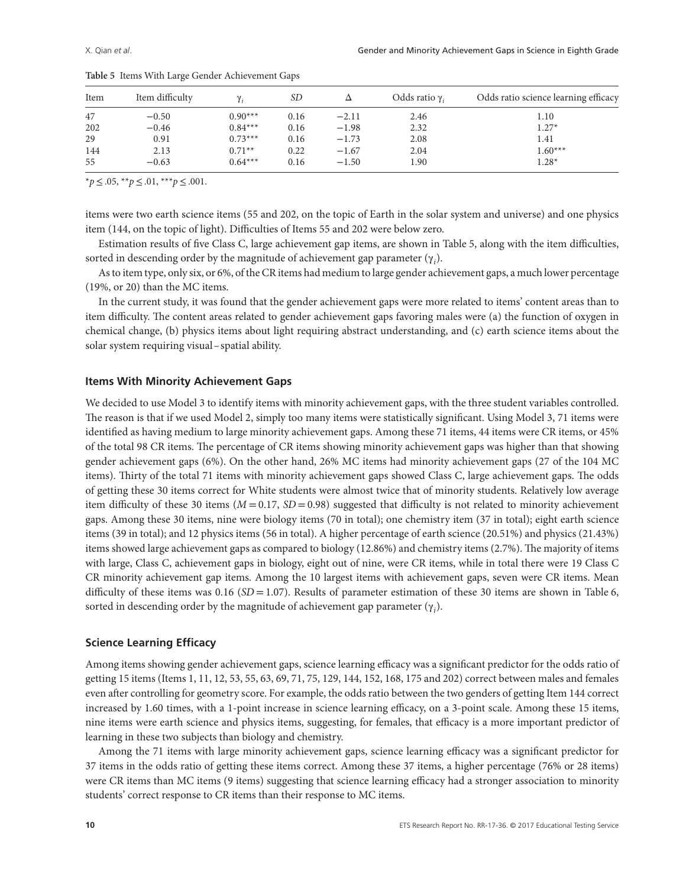**Table 5** Items With Large Gender Achievement Gaps

| Item | Item difficulty | $\gamma_i$ | *SD* | $\Delta$ | Odds ratio $\gamma_i$ | Odds ratio science learning efficacy |
|---|---|---|---|---|---|---|
| 47 | −0.50 | 0.90*** | 0.16 | −2.11 | 2.46 | 1.10 |
| 202 | −0.46 | 0.84*** | 0.16 | −1.98 | 2.32 | 1.27* |
| 29 | 0.91 | 0.73*** | 0.16 | −1.73 | 2.08 | 1.41 |
| 144 | 2.13 | 0.71** | 0.22 | −1.67 | 2.04 | 1.60*** |
| 55 | −0.63 | 0.64*** | 0.16 | −1.50 | 1.90 | 1.28* |

$^*p \le .05$, $^{**}p \le .01$, $^{***}p \le .001$.

items were two earth science items (55 and 202, on the topic of Earth in the solar system and universe) and one physics item (144, on the topic of light). Difficulties of Items 55 and 202 were below zero.

Estimation results of five Class C, large achievement gap items, are shown in Table 5, along with the item difficulties, sorted in descending order by the magnitude of achievement gap parameter ($\gamma_i$).

As to item type, only six, or 6%, of the CR items had medium to large gender achievement gaps, a much lower percentage (19%, or 20) than the MC items.

In the current study, it was found that the gender achievement gaps were more related to items' content areas than to item difficulty. The content areas related to gender achievement gaps favoring males were (a) the function of oxygen in chemical change, (b) physics items about light requiring abstract understanding, and (c) earth science items about the solar system requiring visual–spatial ability.

### Items With Minority Achievement Gaps

We decided to use Model 3 to identify items with minority achievement gaps, with the three student variables controlled. The reason is that if we used Model 2, simply too many items were statistically significant. Using Model 3, 71 items were identified as having medium to large minority achievement gaps. Among these 71 items, 44 items were CR items, or 45% of the total 98 CR items. The percentage of CR items showing minority achievement gaps was higher than that showing gender achievement gaps (6%). On the other hand, 26% MC items had minority achievement gaps (27 of the 104 MC items). Thirty of the total 71 items with minority achievement gaps showed Class C, large achievement gaps. The odds of getting these 30 items correct for White students were almost twice that of minority students. Relatively low average item difficulty of these 30 items ($M = 0.17$, $SD = 0.98$) suggested that difficulty is not related to minority achievement gaps. Among these 30 items, nine were biology items (70 in total); one chemistry item (37 in total); eight earth science items (39 in total); and 12 physics items (56 in total). A higher percentage of earth science (20.51%) and physics (21.43%) items showed large achievement gaps as compared to biology (12.86%) and chemistry items (2.7%). The majority of items with large, Class C, achievement gaps in biology, eight out of nine, were CR items, while in total there were 19 Class C CR minority achievement gap items. Among the 10 largest items with achievement gaps, seven were CR items. Mean difficulty of these items was 0.16 ($SD = 1.07$). Results of parameter estimation of these 30 items are shown in Table 6, sorted in descending order by the magnitude of achievement gap parameter ($\gamma_i$).

### Science Learning Efficacy

Among items showing gender achievement gaps, science learning efficacy was a significant predictor for the odds ratio of getting 15 items (Items 1, 11, 12, 53, 55, 63, 69, 71, 75, 129, 144, 152, 168, 175 and 202) correct between males and females even after controlling for geometry score. For example, the odds ratio between the two genders of getting Item 144 correct increased by 1.60 times, with a 1-point increase in science learning efficacy, on a 3-point scale. Among these 15 items, nine items were earth science and physics items, suggesting, for females, that efficacy is a more important predictor of learning in these two subjects than biology and chemistry.

Among the 71 items with large minority achievement gaps, science learning efficacy was a significant predictor for 37 items in the odds ratio of getting these items correct. Among these 37 items, a higher percentage (76% or 28 items) were CR items than MC items (9 items) suggesting that science learning efficacy had a stronger association to minority students' correct response to CR items than their response to MC items.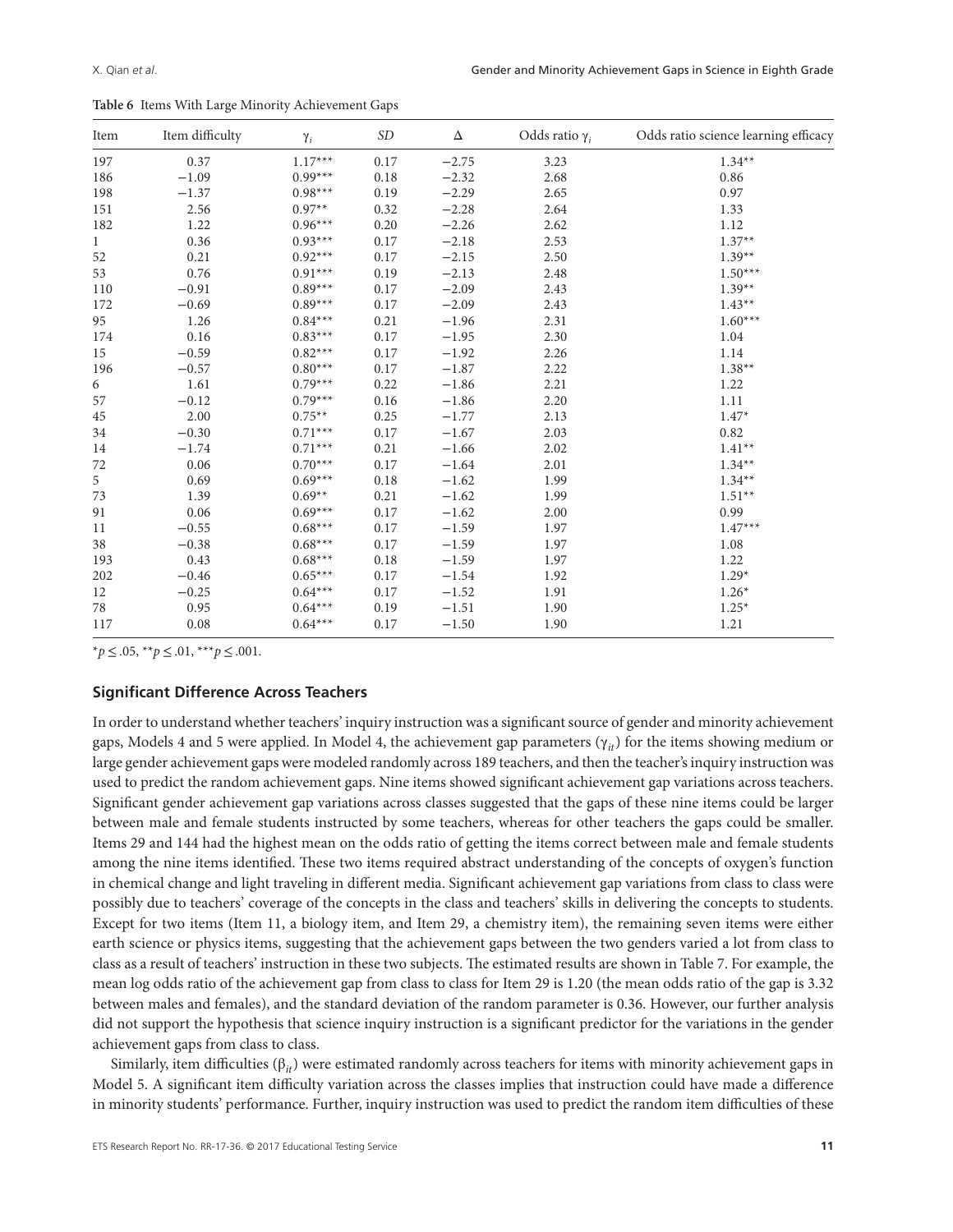**Table 6** Items With Large Minority Achievement Gaps

| Item | Item difficulty | $\gamma_i$ | *SD* | $\Delta$ | Odds ratio $\gamma_i$ | Odds ratio science learning efficacy |
|---|---|---|---|---|---|---|
| 197 | 0.37 | 1.17*** | 0.17 | −2.75 | 3.23 | 1.34** |
| 186 | −1.09 | 0.99*** | 0.18 | −2.32 | 2.68 | 0.86 |
| 198 | −1.37 | 0.98*** | 0.19 | −2.29 | 2.65 | 0.97 |
| 151 | 2.56 | 0.97** | 0.32 | −2.28 | 2.64 | 1.33 |
| 182 | 1.22 | 0.96*** | 0.20 | −2.26 | 2.62 | 1.12 |
| 1 | 0.36 | 0.93*** | 0.17 | −2.18 | 2.53 | 1.37** |
| 52 | 0.21 | 0.92*** | 0.17 | −2.15 | 2.50 | 1.39** |
| 53 | 0.76 | 0.91*** | 0.19 | −2.13 | 2.48 | 1.50*** |
| 110 | −0.91 | 0.89*** | 0.17 | −2.09 | 2.43 | 1.39** |
| 172 | −0.69 | 0.89*** | 0.17 | −2.09 | 2.43 | 1.43** |
| 95 | 1.26 | 0.84*** | 0.21 | −1.96 | 2.31 | 1.60*** |
| 174 | 0.16 | 0.83*** | 0.17 | −1.95 | 2.30 | 1.04 |
| 15 | −0.59 | 0.82*** | 0.17 | −1.92 | 2.26 | 1.14 |
| 196 | −0.57 | 0.80*** | 0.17 | −1.87 | 2.22 | 1.38** |
| 6 | 1.61 | 0.79*** | 0.22 | −1.86 | 2.21 | 1.22 |
| 57 | −0.12 | 0.79*** | 0.16 | −1.86 | 2.20 | 1.11 |
| 45 | 2.00 | 0.75** | 0.25 | −1.77 | 2.13 | 1.47* |
| 34 | −0.30 | 0.71*** | 0.17 | −1.67 | 2.03 | 0.82 |
| 14 | −1.74 | 0.71*** | 0.21 | −1.66 | 2.02 | 1.41** |
| 72 | 0.06 | 0.70*** | 0.17 | −1.64 | 2.01 | 1.34** |
| 5 | 0.69 | 0.69*** | 0.18 | −1.62 | 1.99 | 1.34** |
| 73 | 1.39 | 0.69** | 0.21 | −1.62 | 1.99 | 1.51** |
| 91 | 0.06 | 0.69*** | 0.17 | −1.62 | 2.00 | 0.99 |
| 11 | −0.55 | 0.68*** | 0.17 | −1.59 | 1.97 | 1.47*** |
| 38 | −0.38 | 0.68*** | 0.17 | −1.59 | 1.97 | 1.08 |
| 193 | 0.43 | 0.68*** | 0.18 | −1.59 | 1.97 | 1.22 |
| 202 | −0.46 | 0.65*** | 0.17 | −1.54 | 1.92 | 1.29* |
| 12 | −0.25 | 0.64*** | 0.17 | −1.52 | 1.91 | 1.26* |
| 78 | 0.95 | 0.64*** | 0.19 | −1.51 | 1.90 | 1.25* |
| 117 | 0.08 | 0.64*** | 0.17 | −1.50 | 1.90 | 1.21 |

*$p \leq .05$, **$p \leq .01$, ***$p \leq .001$.

### Significant Difference Across Teachers

In order to understand whether teachers' inquiry instruction was a significant source of gender and minority achievement gaps, Models 4 and 5 were applied. In Model 4, the achievement gap parameters ($\gamma_{it}$) for the items showing medium or large gender achievement gaps were modeled randomly across 189 teachers, and then the teacher's inquiry instruction was used to predict the random achievement gaps. Nine items showed significant achievement gap variations across teachers. Significant gender achievement gap variations across classes suggested that the gaps of these nine items could be larger between male and female students instructed by some teachers, whereas for other teachers the gaps could be smaller. Items 29 and 144 had the highest mean on the odds ratio of getting the items correct between male and female students among the nine items identified. These two items required abstract understanding of the concepts of oxygen's function in chemical change and light traveling in different media. Significant achievement gap variations from class to class were possibly due to teachers' coverage of the concepts in the class and teachers' skills in delivering the concepts to students. Except for two items (Item 11, a biology item, and Item 29, a chemistry item), the remaining seven items were either earth science or physics items, suggesting that the achievement gaps between the two genders varied a lot from class to class as a result of teachers' instruction in these two subjects. The estimated results are shown in Table 7. For example, the mean log odds ratio of the achievement gap from class to class for Item 29 is 1.20 (the mean odds ratio of the gap is 3.32 between males and females), and the standard deviation of the random parameter is 0.36. However, our further analysis did not support the hypothesis that science inquiry instruction is a significant predictor for the variations in the gender achievement gaps from class to class.

Similarly, item difficulties ($\beta_{it}$) were estimated randomly across teachers for items with minority achievement gaps in Model 5. A significant item difficulty variation across the classes implies that instruction could have made a difference in minority students' performance. Further, inquiry instruction was used to predict the random item difficulties of these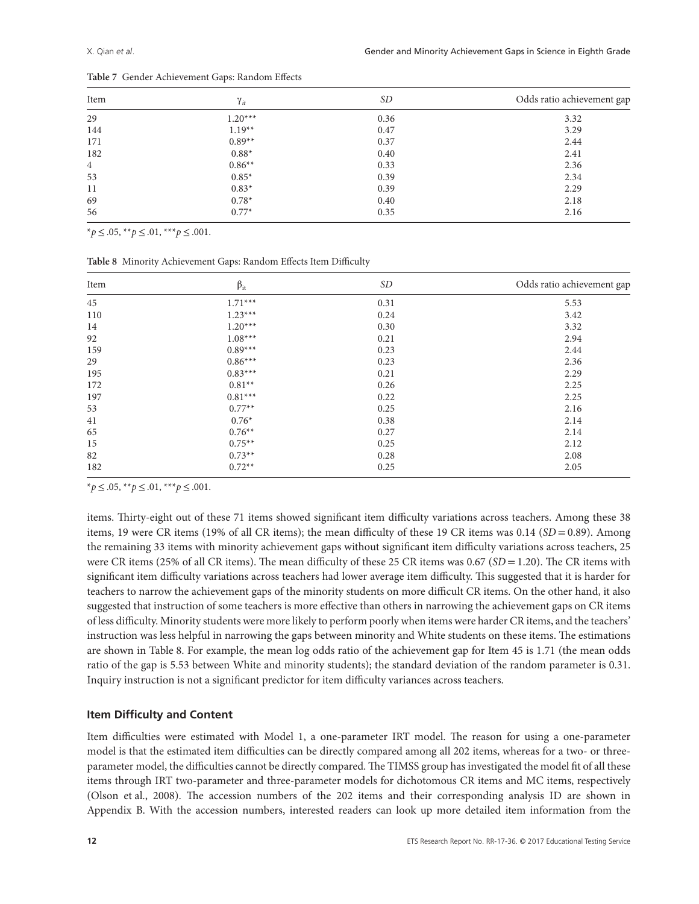**Table 7** Gender Achievement Gaps: Random Effects

| Item | $\gamma_{it}$ | *SD* | Odds ratio achievement gap |
|---|---|---|---|
| 29 | 1.20*** | 0.36 | 3.32 |
| 144 | 1.19** | 0.47 | 3.29 |
| 171 | 0.89** | 0.37 | 2.44 |
| 182 | 0.88* | 0.40 | 2.41 |
| 4 | 0.86** | 0.33 | 2.36 |
| 53 | 0.85* | 0.39 | 2.34 |
| 11 | 0.83* | 0.39 | 2.29 |
| 69 | 0.78* | 0.40 | 2.18 |
| 56 | 0.77* | 0.35 | 2.16 |

*$p \leq .05$, **$p \leq .01$, ***$p \leq .001$.

**Table 8** Minority Achievement Gaps: Random Effects Item Difficulty

| Item | $\beta_{it}$ | *SD* | Odds ratio achievement gap |
|---|---|---|---|
| 45 | 1.71*** | 0.31 | 5.53 |
| 110 | 1.23*** | 0.24 | 3.42 |
| 14 | 1.20*** | 0.30 | 3.32 |
| 92 | 1.08*** | 0.21 | 2.94 |
| 159 | 0.89*** | 0.23 | 2.44 |
| 29 | 0.86*** | 0.23 | 2.36 |
| 195 | 0.83*** | 0.21 | 2.29 |
| 172 | 0.81** | 0.26 | 2.25 |
| 197 | 0.81*** | 0.22 | 2.25 |
| 53 | 0.77** | 0.25 | 2.16 |
| 41 | 0.76* | 0.38 | 2.14 |
| 65 | 0.76** | 0.27 | 2.14 |
| 15 | 0.75** | 0.25 | 2.12 |
| 82 | 0.73** | 0.28 | 2.08 |
| 182 | 0.72** | 0.25 | 2.05 |

*$p \leq .05$, **$p \leq .01$, ***$p \leq .001$.

items. Thirty-eight out of these 71 items showed significant item difficulty variations across teachers. Among these 38 items, 19 were CR items (19% of all CR items); the mean difficulty of these 19 CR items was 0.14 (*SD* = 0.89). Among the remaining 33 items with minority achievement gaps without significant item difficulty variations across teachers, 25 were CR items (25% of all CR items). The mean difficulty of these 25 CR items was 0.67 (*SD* = 1.20). The CR items with significant item difficulty variations across teachers had lower average item difficulty. This suggested that it is harder for teachers to narrow the achievement gaps of the minority students on more difficult CR items. On the other hand, it also suggested that instruction of some teachers is more effective than others in narrowing the achievement gaps on CR items of less difficulty. Minority students were more likely to perform poorly when items were harder CR items, and the teachers' instruction was less helpful in narrowing the gaps between minority and White students on these items. The estimations are shown in Table 8. For example, the mean log odds ratio of the achievement gap for Item 45 is 1.71 (the mean odds ratio of the gap is 5.53 between White and minority students); the standard deviation of the random parameter is 0.31. Inquiry instruction is not a significant predictor for item difficulty variances across teachers.

### Item Difficulty and Content

Item difficulties were estimated with Model 1, a one-parameter IRT model. The reason for using a one-parameter model is that the estimated item difficulties can be directly compared among all 202 items, whereas for a two- or three-parameter model, the difficulties cannot be directly compared. The TIMSS group has investigated the model fit of all these items through IRT two-parameter and three-parameter models for dichotomous CR items and MC items, respectively (Olson et al., 2008). The accession numbers of the 202 items and their corresponding analysis ID are shown in Appendix B. With the accession numbers, interested readers can look up more detailed item information from the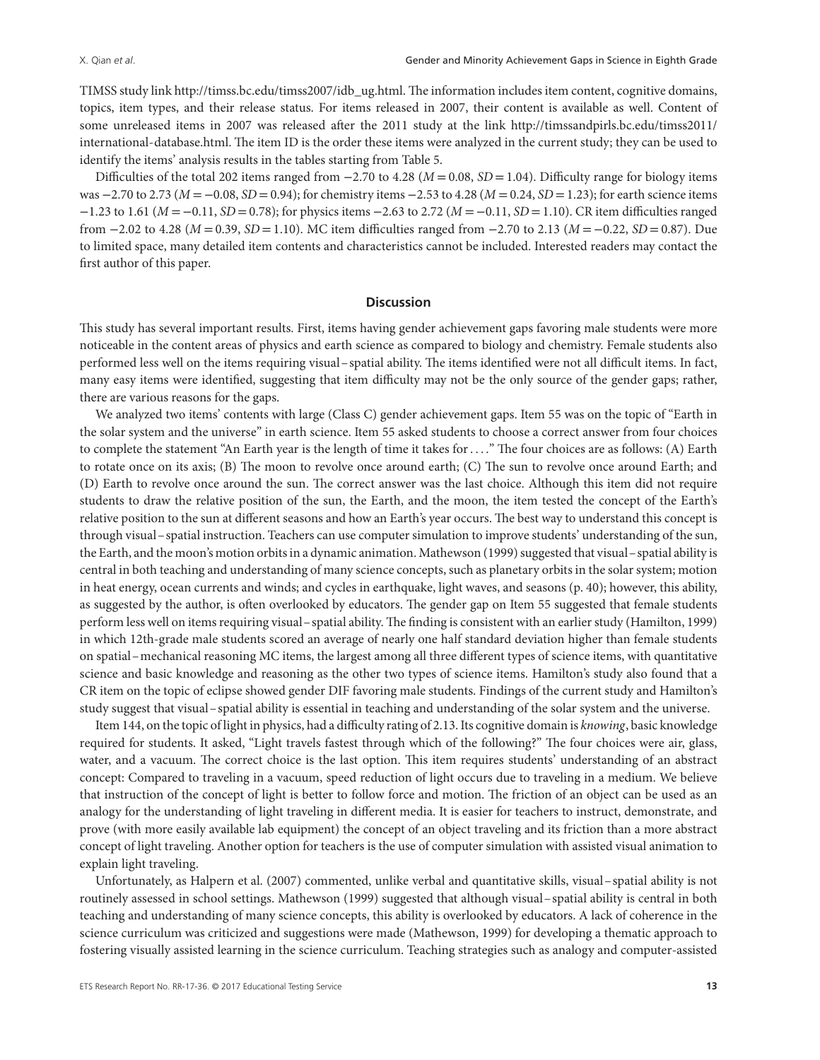TIMSS study link http://timss.bc.edu/timss2007/idb_ug.html. The information includes item content, cognitive domains, topics, item types, and their release status. For items released in 2007, their content is available as well. Content of some unreleased items in 2007 was released after the 2011 study at the link http://timssandpirls.bc.edu/timss2011/international-database.html. The item ID is the order these items were analyzed in the current study; they can be used to identify the items' analysis results in the tables starting from Table 5.

Difficulties of the total 202 items ranged from −2.70 to 4.28 ($M$ = 0.08, $SD$ = 1.04). Difficulty range for biology items was −2.70 to 2.73 ($M$ = −0.08, $SD$ = 0.94); for chemistry items −2.53 to 4.28 ($M$ = 0.24, $SD$ = 1.23); for earth science items −1.23 to 1.61 ($M$ = −0.11, $SD$ = 0.78); for physics items −2.63 to 2.72 ($M$ = −0.11, $SD$ = 1.10). CR item difficulties ranged from −2.02 to 4.28 ($M$ = 0.39, $SD$ = 1.10). MC item difficulties ranged from −2.70 to 2.13 ($M$ = −0.22, $SD$ = 0.87). Due to limited space, many detailed item contents and characteristics cannot be included. Interested readers may contact the first author of this paper.

## Discussion

This study has several important results. First, items having gender achievement gaps favoring male students were more noticeable in the content areas of physics and earth science as compared to biology and chemistry. Female students also performed less well on the items requiring visual–spatial ability. The items identified were not all difficult items. In fact, many easy items were identified, suggesting that item difficulty may not be the only source of the gender gaps; rather, there are various reasons for the gaps.

We analyzed two items' contents with large (Class C) gender achievement gaps. Item 55 was on the topic of "Earth in the solar system and the universe" in earth science. Item 55 asked students to choose a correct answer from four choices to complete the statement "An Earth year is the length of time it takes for ... ." The four choices are as follows: (A) Earth to rotate once on its axis; (B) The moon to revolve once around earth; (C) The sun to revolve once around Earth; and (D) Earth to revolve once around the sun. The correct answer was the last choice. Although this item did not require students to draw the relative position of the sun, the Earth, and the moon, the item tested the concept of the Earth's relative position to the sun at different seasons and how an Earth's year occurs. The best way to understand this concept is through visual–spatial instruction. Teachers can use computer simulation to improve students' understanding of the sun, the Earth, and the moon's motion orbits in a dynamic animation. Mathewson (1999) suggested that visual–spatial ability is central in both teaching and understanding of many science concepts, such as planetary orbits in the solar system; motion in heat energy, ocean currents and winds; and cycles in earthquake, light waves, and seasons (p. 40); however, this ability, as suggested by the author, is often overlooked by educators. The gender gap on Item 55 suggested that female students perform less well on items requiring visual–spatial ability. The finding is consistent with an earlier study (Hamilton, 1999) in which 12th-grade male students scored an average of nearly one half standard deviation higher than female students on spatial–mechanical reasoning MC items, the largest among all three different types of science items, with quantitative science and basic knowledge and reasoning as the other two types of science items. Hamilton's study also found that a CR item on the topic of eclipse showed gender DIF favoring male students. Findings of the current study and Hamilton's study suggest that visual–spatial ability is essential in teaching and understanding of the solar system and the universe.

Item 144, on the topic of light in physics, had a difficulty rating of 2.13. Its cognitive domain is *knowing*, basic knowledge required for students. It asked, "Light travels fastest through which of the following?" The four choices were air, glass, water, and a vacuum. The correct choice is the last option. This item requires students' understanding of an abstract concept: Compared to traveling in a vacuum, speed reduction of light occurs due to traveling in a medium. We believe that instruction of the concept of light is better to follow force and motion. The friction of an object can be used as an analogy for the understanding of light traveling in different media. It is easier for teachers to instruct, demonstrate, and prove (with more easily available lab equipment) the concept of an object traveling and its friction than a more abstract concept of light traveling. Another option for teachers is the use of computer simulation with assisted visual animation to explain light traveling.

Unfortunately, as Halpern et al. (2007) commented, unlike verbal and quantitative skills, visual–spatial ability is not routinely assessed in school settings. Mathewson (1999) suggested that although visual–spatial ability is central in both teaching and understanding of many science concepts, this ability is overlooked by educators. A lack of coherence in the science curriculum was criticized and suggestions were made (Mathewson, 1999) for developing a thematic approach to fostering visually assisted learning in the science curriculum. Teaching strategies such as analogy and computer-assisted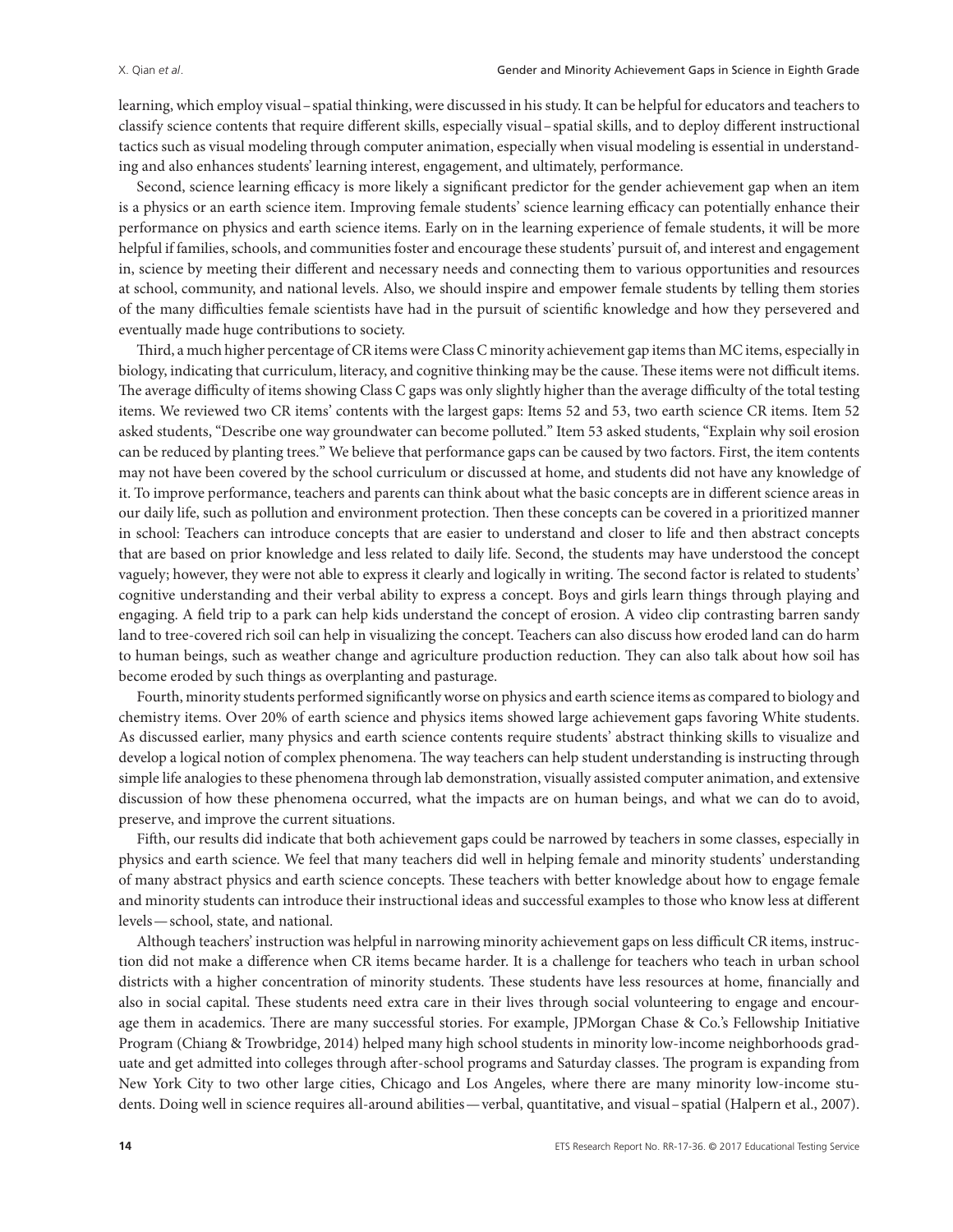learning, which employ visual–spatial thinking, were discussed in his study. It can be helpful for educators and teachers to classify science contents that require different skills, especially visual–spatial skills, and to deploy different instructional tactics such as visual modeling through computer animation, especially when visual modeling is essential in understanding and also enhances students' learning interest, engagement, and ultimately, performance.

Second, science learning efficacy is more likely a significant predictor for the gender achievement gap when an item is a physics or an earth science item. Improving female students' science learning efficacy can potentially enhance their performance on physics and earth science items. Early on in the learning experience of female students, it will be more helpful if families, schools, and communities foster and encourage these students' pursuit of, and interest and engagement in, science by meeting their different and necessary needs and connecting them to various opportunities and resources at school, community, and national levels. Also, we should inspire and empower female students by telling them stories of the many difficulties female scientists have had in the pursuit of scientific knowledge and how they persevered and eventually made huge contributions to society.

Third, a much higher percentage of CR items were Class C minority achievement gap items than MC items, especially in biology, indicating that curriculum, literacy, and cognitive thinking may be the cause. These items were not difficult items. The average difficulty of items showing Class C gaps was only slightly higher than the average difficulty of the total testing items. We reviewed two CR items' contents with the largest gaps: Items 52 and 53, two earth science CR items. Item 52 asked students, "Describe one way groundwater can become polluted." Item 53 asked students, "Explain why soil erosion can be reduced by planting trees." We believe that performance gaps can be caused by two factors. First, the item contents may not have been covered by the school curriculum or discussed at home, and students did not have any knowledge of it. To improve performance, teachers and parents can think about what the basic concepts are in different science areas in our daily life, such as pollution and environment protection. Then these concepts can be covered in a prioritized manner in school: Teachers can introduce concepts that are easier to understand and closer to life and then abstract concepts that are based on prior knowledge and less related to daily life. Second, the students may have understood the concept vaguely; however, they were not able to express it clearly and logically in writing. The second factor is related to students' cognitive understanding and their verbal ability to express a concept. Boys and girls learn things through playing and engaging. A field trip to a park can help kids understand the concept of erosion. A video clip contrasting barren sandy land to tree-covered rich soil can help in visualizing the concept. Teachers can also discuss how eroded land can do harm to human beings, such as weather change and agriculture production reduction. They can also talk about how soil has become eroded by such things as overplanting and pasturage.

Fourth, minority students performed significantly worse on physics and earth science items as compared to biology and chemistry items. Over 20% of earth science and physics items showed large achievement gaps favoring White students. As discussed earlier, many physics and earth science contents require students' abstract thinking skills to visualize and develop a logical notion of complex phenomena. The way teachers can help student understanding is instructing through simple life analogies to these phenomena through lab demonstration, visually assisted computer animation, and extensive discussion of how these phenomena occurred, what the impacts are on human beings, and what we can do to avoid, preserve, and improve the current situations.

Fifth, our results did indicate that both achievement gaps could be narrowed by teachers in some classes, especially in physics and earth science. We feel that many teachers did well in helping female and minority students' understanding of many abstract physics and earth science concepts. These teachers with better knowledge about how to engage female and minority students can introduce their instructional ideas and successful examples to those who know less at different levels—school, state, and national.

Although teachers' instruction was helpful in narrowing minority achievement gaps on less difficult CR items, instruction did not make a difference when CR items became harder. It is a challenge for teachers who teach in urban school districts with a higher concentration of minority students. These students have less resources at home, financially and also in social capital. These students need extra care in their lives through social volunteering to engage and encourage them in academics. There are many successful stories. For example, JPMorgan Chase & Co.'s Fellowship Initiative Program (Chiang & Trowbridge, 2014) helped many high school students in minority low-income neighborhoods graduate and get admitted into colleges through after-school programs and Saturday classes. The program is expanding from New York City to two other large cities, Chicago and Los Angeles, where there are many minority low-income students. Doing well in science requires all-around abilities—verbal, quantitative, and visual–spatial (Halpern et al., 2007).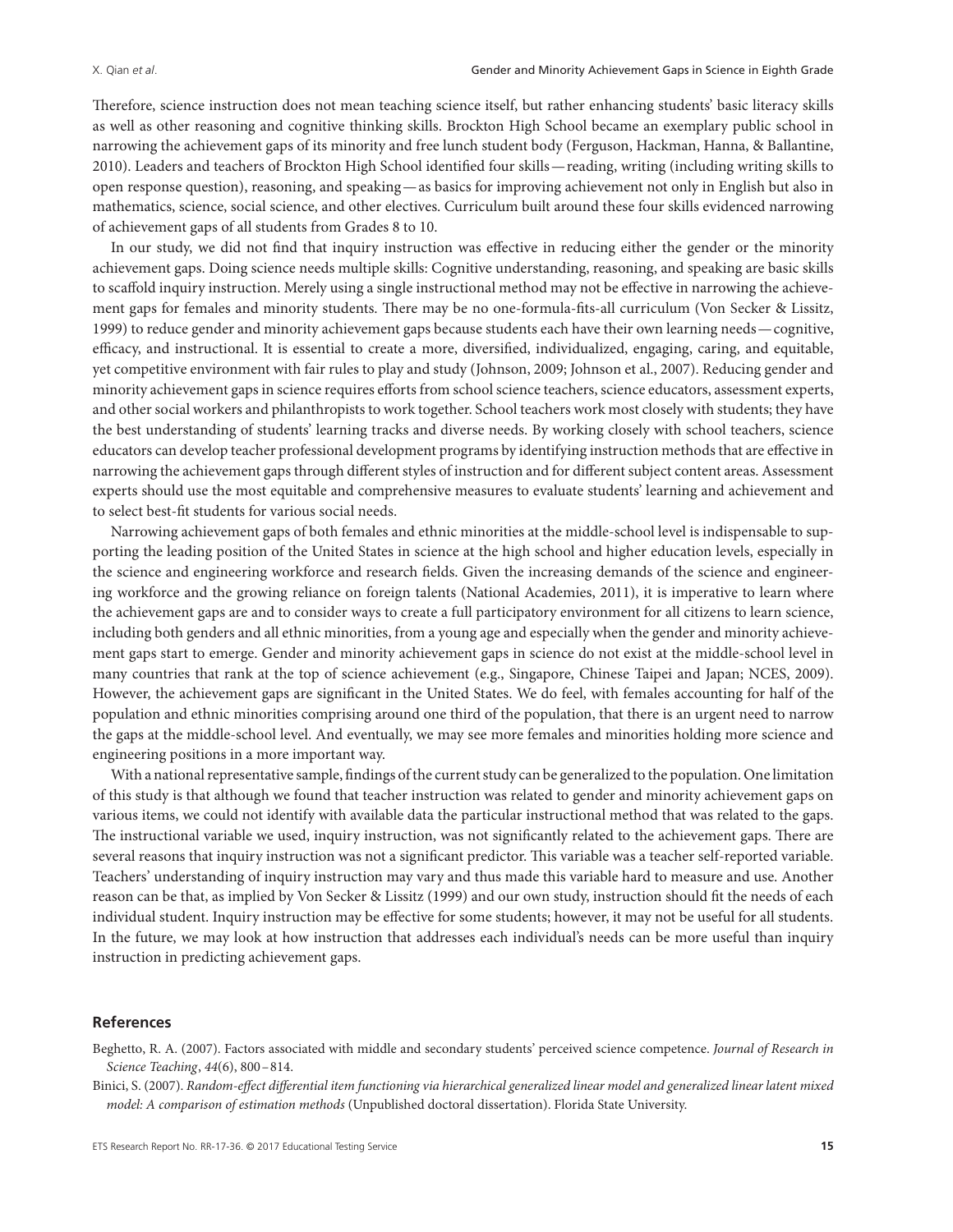Therefore, science instruction does not mean teaching science itself, but rather enhancing students' basic literacy skills as well as other reasoning and cognitive thinking skills. Brockton High School became an exemplary public school in narrowing the achievement gaps of its minority and free lunch student body (Ferguson, Hackman, Hanna, & Ballantine, 2010). Leaders and teachers of Brockton High School identified four skills — reading, writing (including writing skills to open response question), reasoning, and speaking — as basics for improving achievement not only in English but also in mathematics, science, social science, and other electives. Curriculum built around these four skills evidenced narrowing of achievement gaps of all students from Grades 8 to 10.

In our study, we did not find that inquiry instruction was effective in reducing either the gender or the minority achievement gaps. Doing science needs multiple skills: Cognitive understanding, reasoning, and speaking are basic skills to scaffold inquiry instruction. Merely using a single instructional method may not be effective in narrowing the achievement gaps for females and minority students. There may be no one-formula-fits-all curriculum (Von Secker & Lissitz, 1999) to reduce gender and minority achievement gaps because students each have their own learning needs — cognitive, efficacy, and instructional. It is essential to create a more, diversified, individualized, engaging, caring, and equitable, yet competitive environment with fair rules to play and study (Johnson, 2009; Johnson et al., 2007). Reducing gender and minority achievement gaps in science requires efforts from school science teachers, science educators, assessment experts, and other social workers and philanthropists to work together. School teachers work most closely with students; they have the best understanding of students' learning tracks and diverse needs. By working closely with school teachers, science educators can develop teacher professional development programs by identifying instruction methods that are effective in narrowing the achievement gaps through different styles of instruction and for different subject content areas. Assessment experts should use the most equitable and comprehensive measures to evaluate students' learning and achievement and to select best-fit students for various social needs.

Narrowing achievement gaps of both females and ethnic minorities at the middle-school level is indispensable to supporting the leading position of the United States in science at the high school and higher education levels, especially in the science and engineering workforce and research fields. Given the increasing demands of the science and engineering workforce and the growing reliance on foreign talents (National Academies, 2011), it is imperative to learn where the achievement gaps are and to consider ways to create a full participatory environment for all citizens to learn science, including both genders and all ethnic minorities, from a young age and especially when the gender and minority achievement gaps start to emerge. Gender and minority achievement gaps in science do not exist at the middle-school level in many countries that rank at the top of science achievement (e.g., Singapore, Chinese Taipei and Japan; NCES, 2009). However, the achievement gaps are significant in the United States. We do feel, with females accounting for half of the population and ethnic minorities comprising around one third of the population, that there is an urgent need to narrow the gaps at the middle-school level. And eventually, we may see more females and minorities holding more science and engineering positions in a more important way.

With a national representative sample, findings of the current study can be generalized to the population. One limitation of this study is that although we found that teacher instruction was related to gender and minority achievement gaps on various items, we could not identify with available data the particular instructional method that was related to the gaps. The instructional variable we used, inquiry instruction, was not significantly related to the achievement gaps. There are several reasons that inquiry instruction was not a significant predictor. This variable was a teacher self-reported variable. Teachers' understanding of inquiry instruction may vary and thus made this variable hard to measure and use. Another reason can be that, as implied by Von Secker & Lissitz (1999) and our own study, instruction should fit the needs of each individual student. Inquiry instruction may be effective for some students; however, it may not be useful for all students. In the future, we may look at how instruction that addresses each individual's needs can be more useful than inquiry instruction in predicting achievement gaps.

## References

Beghetto, R. A. (2007). Factors associated with middle and secondary students' perceived science competence. *Journal of Research in Science Teaching*, *44*(6), 800–814.

Binici, S. (2007). *Random-effect differential item functioning via hierarchical generalized linear model and generalized linear latent mixed model: A comparison of estimation methods* (Unpublished doctoral dissertation). Florida State University.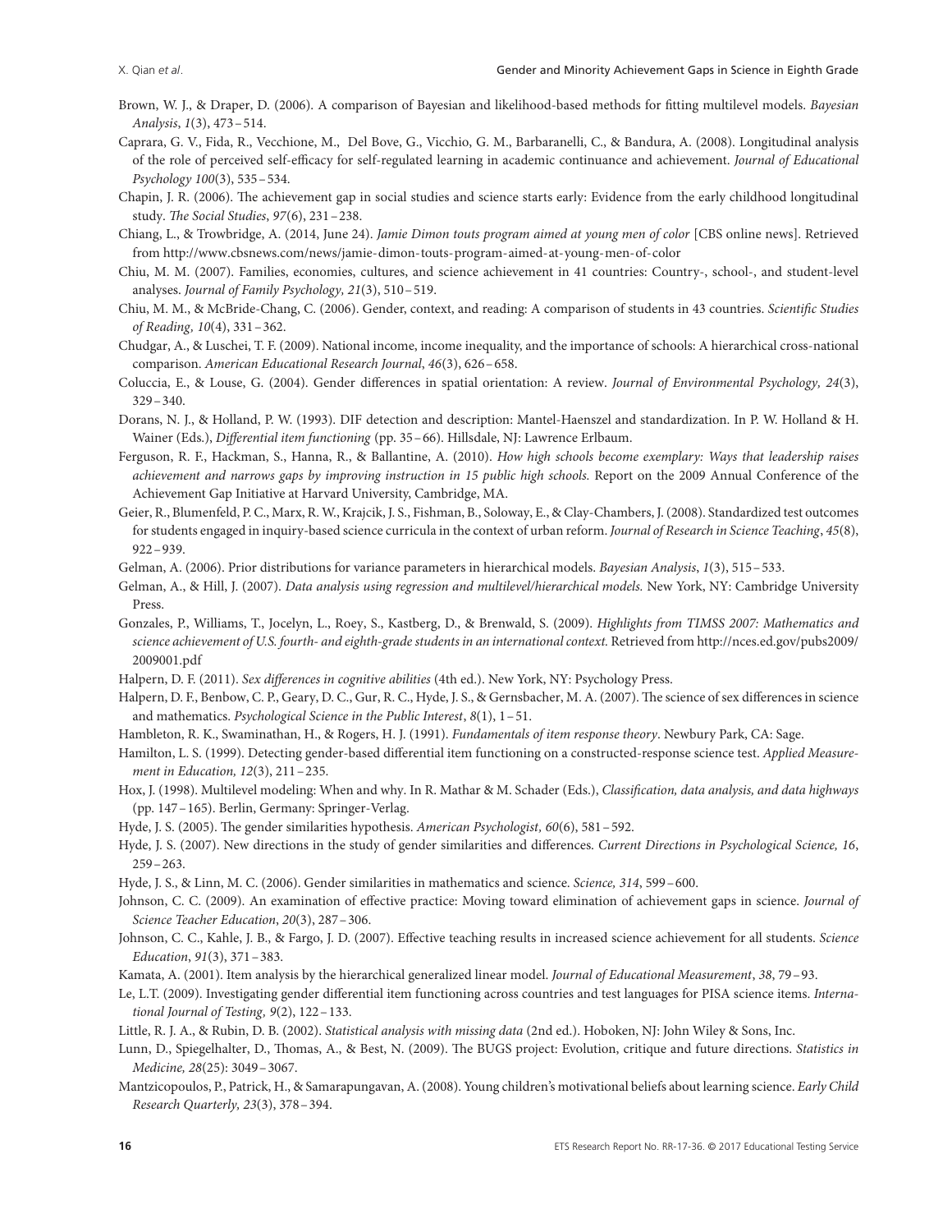Brown, W. J., & Draper, D. (2006). A comparison of Bayesian and likelihood-based methods for fitting multilevel models. *Bayesian Analysis*, *1*(3), 473–514.

Caprara, G. V., Fida, R., Vecchione, M., Del Bove, G., Vicchio, G. M., Barbaranelli, C., & Bandura, A. (2008). Longitudinal analysis of the role of perceived self-efficacy for self-regulated learning in academic continuance and achievement. *Journal of Educational Psychology 100*(3), 535–534.

Chapin, J. R. (2006). The achievement gap in social studies and science starts early: Evidence from the early childhood longitudinal study. *The Social Studies*, *97*(6), 231–238.

Chiang, L., & Trowbridge, A. (2014, June 24). *Jamie Dimon touts program aimed at young men of color* [CBS online news]. Retrieved from http://www.cbsnews.com/news/jamie-dimon-touts-program-aimed-at-young-men-of-color

Chiu, M. M. (2007). Families, economies, cultures, and science achievement in 41 countries: Country-, school-, and student-level analyses. *Journal of Family Psychology, 21*(3), 510–519.

Chiu, M. M., & McBride-Chang, C. (2006). Gender, context, and reading: A comparison of students in 43 countries. *Scientific Studies of Reading, 10*(4), 331–362.

Chudgar, A., & Luschei, T. F. (2009). National income, income inequality, and the importance of schools: A hierarchical cross-national comparison. *American Educational Research Journal*, *46*(3), 626–658.

Coluccia, E., & Louse, G. (2004). Gender differences in spatial orientation: A review. *Journal of Environmental Psychology, 24*(3), 329–340.

Dorans, N. J., & Holland, P. W. (1993). DIF detection and description: Mantel-Haenszel and standardization. In P. W. Holland & H. Wainer (Eds.), *Differential item functioning* (pp. 35–66). Hillsdale, NJ: Lawrence Erlbaum.

Ferguson, R. F., Hackman, S., Hanna, R., & Ballantine, A. (2010). *How high schools become exemplary: Ways that leadership raises achievement and narrows gaps by improving instruction in 15 public high schools.* Report on the 2009 Annual Conference of the Achievement Gap Initiative at Harvard University, Cambridge, MA.

Geier, R., Blumenfeld, P. C., Marx, R. W., Krajcik, J. S., Fishman, B., Soloway, E., & Clay-Chambers, J. (2008). Standardized test outcomes for students engaged in inquiry-based science curricula in the context of urban reform. *Journal of Research in Science Teaching*, *45*(8), 922–939.

Gelman, A. (2006). Prior distributions for variance parameters in hierarchical models. *Bayesian Analysis*, *1*(3), 515–533.

Gelman, A., & Hill, J. (2007). *Data analysis using regression and multilevel/hierarchical models.* New York, NY: Cambridge University Press.

Gonzales, P., Williams, T., Jocelyn, L., Roey, S., Kastberg, D., & Brenwald, S. (2009). *Highlights from TIMSS 2007: Mathematics and science achievement of U.S. fourth- and eighth-grade students in an international context.* Retrieved from http://nces.ed.gov/pubs2009/2009001.pdf

Halpern, D. F. (2011). *Sex differences in cognitive abilities* (4th ed.). New York, NY: Psychology Press.

Halpern, D. F., Benbow, C. P., Geary, D. C., Gur, R. C., Hyde, J. S., & Gernsbacher, M. A. (2007). The science of sex differences in science and mathematics. *Psychological Science in the Public Interest*, *8*(1), 1–51.

Hambleton, R. K., Swaminathan, H., & Rogers, H. J. (1991). *Fundamentals of item response theory*. Newbury Park, CA: Sage.

Hamilton, L. S. (1999). Detecting gender-based differential item functioning on a constructed-response science test. *Applied Measurement in Education, 12*(3), 211–235.

Hox, J. (1998). Multilevel modeling: When and why. In R. Mathar & M. Schader (Eds.), *Classification, data analysis, and data highways* (pp. 147–165). Berlin, Germany: Springer-Verlag.

Hyde, J. S. (2005). The gender similarities hypothesis. *American Psychologist, 60*(6), 581–592.

Hyde, J. S. (2007). New directions in the study of gender similarities and differences. *Current Directions in Psychological Science, 16*, 259–263.

Hyde, J. S., & Linn, M. C. (2006). Gender similarities in mathematics and science. *Science, 314*, 599–600.

Johnson, C. C. (2009). An examination of effective practice: Moving toward elimination of achievement gaps in science. *Journal of Science Teacher Education*, *20*(3), 287–306.

Johnson, C. C., Kahle, J. B., & Fargo, J. D. (2007). Effective teaching results in increased science achievement for all students. *Science Education*, *91*(3), 371–383.

Kamata, A. (2001). Item analysis by the hierarchical generalized linear model. *Journal of Educational Measurement*, *38*, 79–93.

Le, L.T. (2009). Investigating gender differential item functioning across countries and test languages for PISA science items. *International Journal of Testing, 9*(2), 122–133.

Little, R. J. A., & Rubin, D. B. (2002). *Statistical analysis with missing data* (2nd ed.). Hoboken, NJ: John Wiley & Sons, Inc.

Lunn, D., Spiegelhalter, D., Thomas, A., & Best, N. (2009). The BUGS project: Evolution, critique and future directions. *Statistics in Medicine, 28*(25): 3049–3067.

Mantzicopoulos, P., Patrick, H., & Samarapungavan, A. (2008). Young children's motivational beliefs about learning science. *Early Child Research Quarterly, 23*(3), 378–394.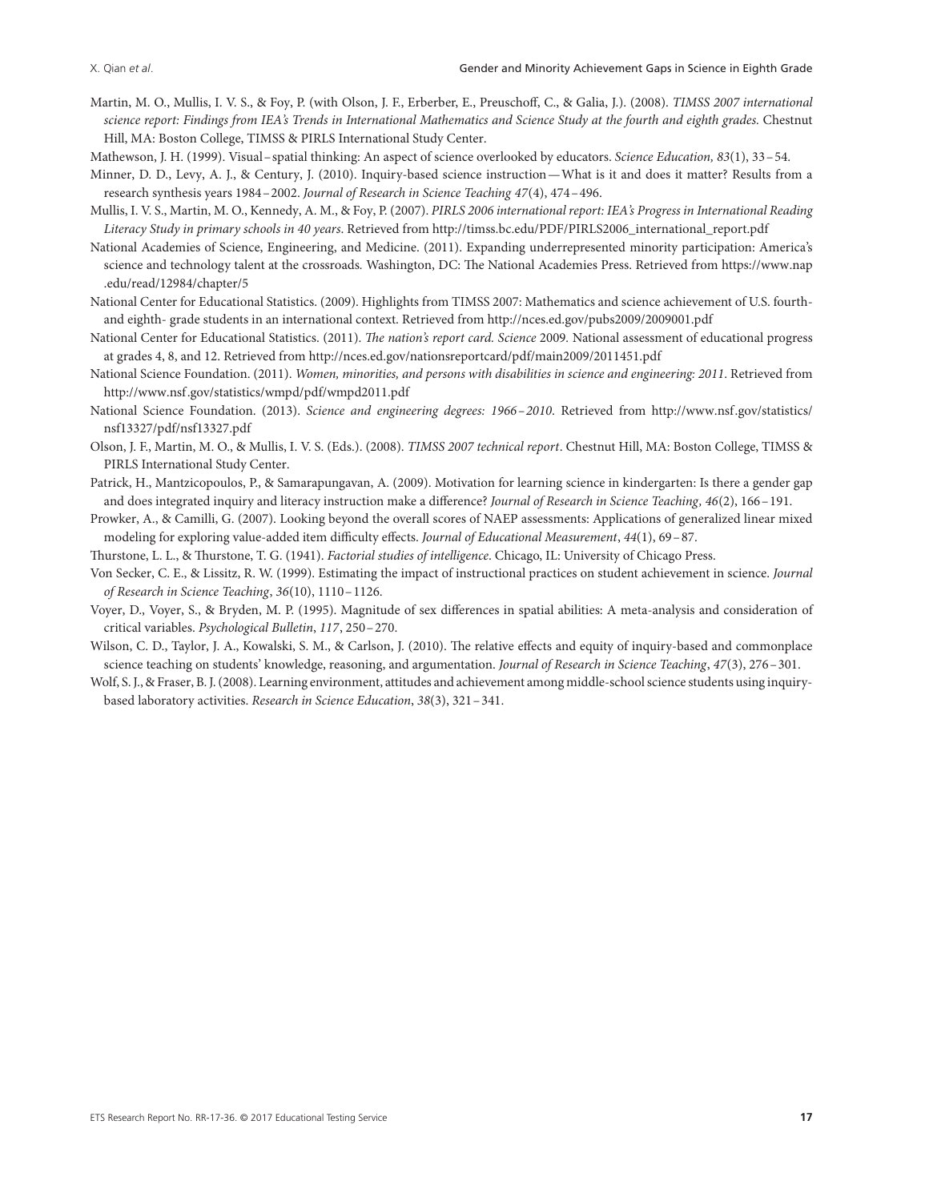Martin, M. O., Mullis, I. V. S., & Foy, P. (with Olson, J. F., Erberber, E., Preuschoff, C., & Galia, J.). (2008). *TIMSS 2007 international science report: Findings from IEA's Trends in International Mathematics and Science Study at the fourth and eighth grades.* Chestnut Hill, MA: Boston College, TIMSS & PIRLS International Study Center.

Mathewson, J. H. (1999). Visual–spatial thinking: An aspect of science overlooked by educators. *Science Education, 83*(1), 33–54.

Minner, D. D., Levy, A. J., & Century, J. (2010). Inquiry-based science instruction—What is it and does it matter? Results from a research synthesis years 1984–2002. *Journal of Research in Science Teaching 47*(4), 474–496.

Mullis, I. V. S., Martin, M. O., Kennedy, A. M., & Foy, P. (2007). *PIRLS 2006 international report: IEA's Progress in International Reading Literacy Study in primary schools in 40 years*. Retrieved from http://timss.bc.edu/PDF/PIRLS2006_international_report.pdf

National Academies of Science, Engineering, and Medicine. (2011). Expanding underrepresented minority participation: America's science and technology talent at the crossroads. Washington, DC: The National Academies Press. Retrieved from https://www.nap.edu/read/12984/chapter/5

National Center for Educational Statistics. (2009). Highlights from TIMSS 2007: Mathematics and science achievement of U.S. fourth- and eighth- grade students in an international context. Retrieved from http://nces.ed.gov/pubs2009/2009001.pdf

National Center for Educational Statistics. (2011). *The nation's report card. Science* 2009*.* National assessment of educational progress at grades 4, 8, and 12. Retrieved from http://nces.ed.gov/nationsreportcard/pdf/main2009/2011451.pdf

National Science Foundation. (2011). *Women, minorities, and persons with disabilities in science and engineering: 2011*. Retrieved from http://www.nsf.gov/statistics/wmpd/pdf/wmpd2011.pdf

National Science Foundation. (2013). *Science and engineering degrees: 1966–2010*. Retrieved from http://www.nsf.gov/statistics/nsf13327/pdf/nsf13327.pdf

Olson, J. F., Martin, M. O., & Mullis, I. V. S. (Eds.). (2008). *TIMSS 2007 technical report*. Chestnut Hill, MA: Boston College, TIMSS & PIRLS International Study Center.

Patrick, H., Mantzicopoulos, P., & Samarapungavan, A. (2009). Motivation for learning science in kindergarten: Is there a gender gap and does integrated inquiry and literacy instruction make a difference? *Journal of Research in Science Teaching, 46*(2), 166–191.

Prowker, A., & Camilli, G. (2007). Looking beyond the overall scores of NAEP assessments: Applications of generalized linear mixed modeling for exploring value-added item difficulty effects. *Journal of Educational Measurement*, *44*(1), 69–87.

Thurstone, L. L., & Thurstone, T. G. (1941). *Factorial studies of intelligence*. Chicago, IL: University of Chicago Press.

Von Secker, C. E., & Lissitz, R. W. (1999). Estimating the impact of instructional practices on student achievement in science. *Journal of Research in Science Teaching*, *36*(10), 1110–1126.

Voyer, D., Voyer, S., & Bryden, M. P. (1995). Magnitude of sex differences in spatial abilities: A meta-analysis and consideration of critical variables. *Psychological Bulletin*, *117*, 250–270.

Wilson, C. D., Taylor, J. A., Kowalski, S. M., & Carlson, J. (2010). The relative effects and equity of inquiry-based and commonplace science teaching on students' knowledge, reasoning, and argumentation. *Journal of Research in Science Teaching*, *47*(3), 276–301.

Wolf, S. J., & Fraser, B. J. (2008). Learning environment, attitudes and achievement among middle-school science students using inquiry-based laboratory activities. *Research in Science Education*, *38*(3), 321–341.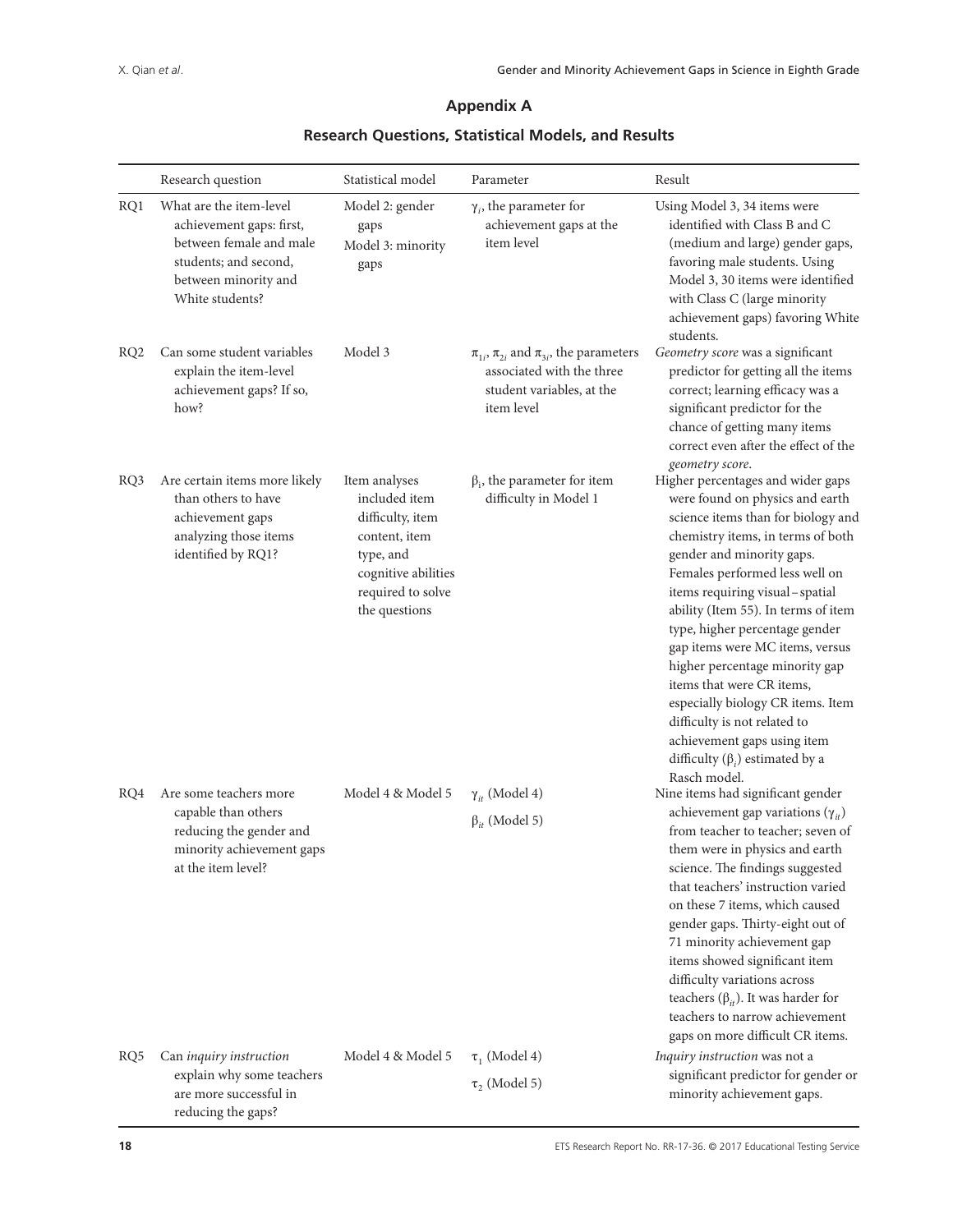# Appendix A

## Research Questions, Statistical Models, and Results

| | Research question | Statistical model | Parameter | Result |
|---|---|---|---|---|
| RQ1 | What are the item-level achievement gaps: first, between female and male students; and second, between minority and White students? | Model 2: gender gaps<br>Model 3: minority gaps | $\gamma_i$, the parameter for achievement gaps at the item level | Using Model 3, 34 items were identified with Class B and C (medium and large) gender gaps, favoring male students. Using Model 3, 30 items were identified with Class C (large minority achievement gaps) favoring White students. |
| RQ2 | Can some student variables explain the item-level achievement gaps? If so, how? | Model 3 | $\pi_{1i}$, $\pi_{2i}$ and $\pi_{3i}$, the parameters associated with the three student variables, at the item level | *Geometry score* was a significant predictor for getting all the items correct; learning efficacy was a significant predictor for the chance of getting many items correct even after the effect of the *geometry score*. |
| RQ3 | Are certain items more likely than others to have achievement gaps analyzing those items identified by RQ1? | Item analyses included item difficulty, item content, item type, and cognitive abilities required to solve the questions | $\beta_i$, the parameter for item difficulty in Model 1 | Higher percentages and wider gaps were found on physics and earth science items than for biology and chemistry items, in terms of both gender and minority gaps. Females performed less well on items requiring visual–spatial ability (Item 55). In terms of item type, higher percentage gender gap items were MC items, versus higher percentage minority gap items that were CR items, especially biology CR items. Item difficulty is not related to achievement gaps using item difficulty ($\beta_i$) estimated by a Rasch model. |
| RQ4 | Are some teachers more capable than others reducing the gender and minority achievement gaps at the item level? | Model 4 & Model 5 | $\gamma_{it}$ (Model 4)<br>$\beta_{it}$ (Model 5) | Nine items had significant gender achievement gap variations ($\gamma_{it}$) from teacher to teacher; seven of them were in physics and earth science. The findings suggested that teachers' instruction varied on these 7 items, which caused gender gaps. Thirty-eight out of 71 minority achievement gap items showed significant item difficulty variations across teachers ($\beta_{it}$). It was harder for teachers to narrow achievement gaps on more difficult CR items. |
| RQ5 | Can *inquiry instruction* explain why some teachers are more successful in reducing the gaps? | Model 4 & Model 5 | $\tau_1$ (Model 4)<br>$\tau_2$ (Model 5) | *Inquiry instruction* was not a significant predictor for gender or minority achievement gaps. |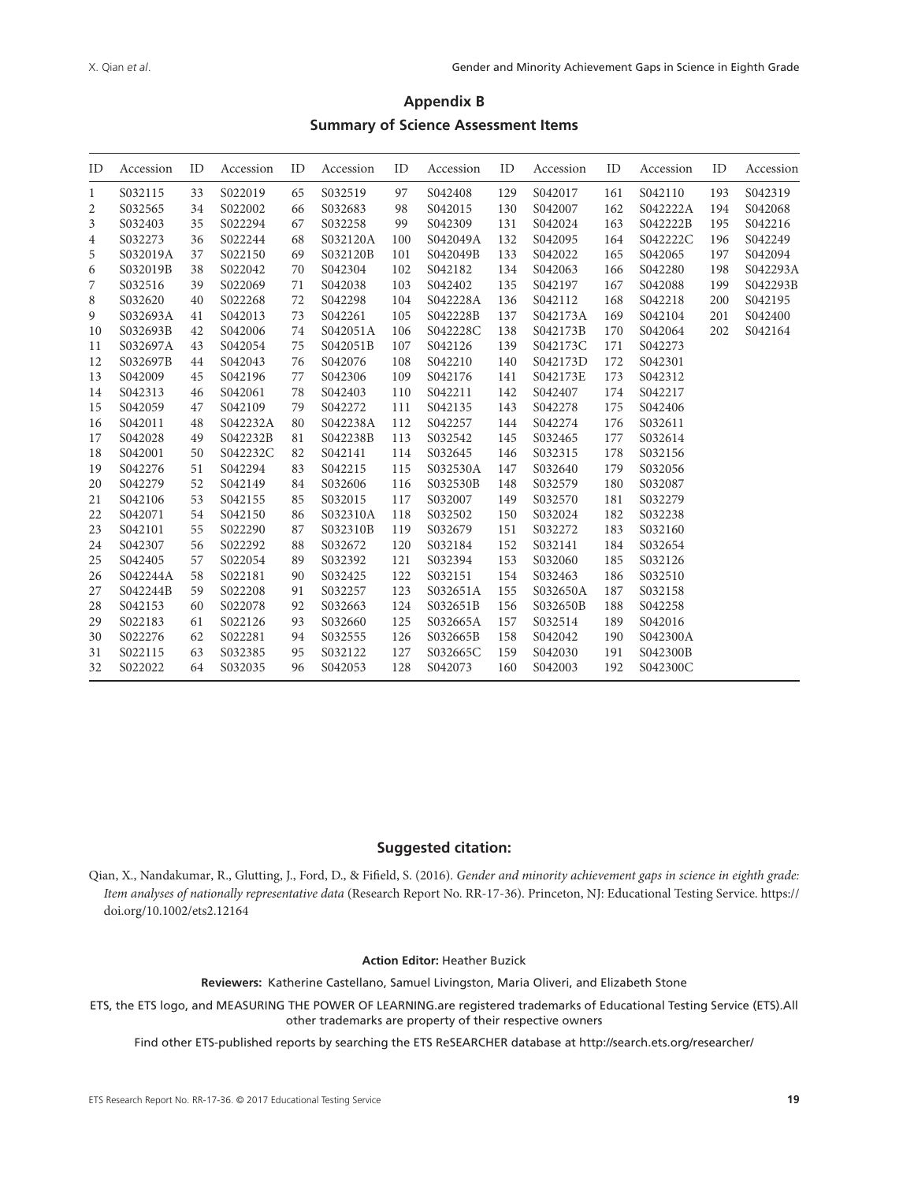## Appendix B

### Summary of Science Assessment Items

| ID | Accession | ID | Accession | ID | Accession | ID | Accession | ID | Accession | ID | Accession | ID | Accession |
|---|---|---|---|---|---|---|---|---|---|---|---|---|---|
| 1 | S032115 | 33 | S022019 | 65 | S032519 | 97 | S042408 | 129 | S042017 | 161 | S042110 | 193 | S042319 |
| 2 | S032565 | 34 | S022002 | 66 | S032683 | 98 | S042015 | 130 | S042007 | 162 | S042222A | 194 | S042068 |
| 3 | S032403 | 35 | S022294 | 67 | S032258 | 99 | S042309 | 131 | S042024 | 163 | S042222B | 195 | S042216 |
| 4 | S032273 | 36 | S022244 | 68 | S032120A | 100 | S042049A | 132 | S042095 | 164 | S042222C | 196 | S042249 |
| 5 | S032019A | 37 | S022150 | 69 | S032120B | 101 | S042049B | 133 | S042022 | 165 | S042065 | 197 | S042094 |
| 6 | S032019B | 38 | S022042 | 70 | S042304 | 102 | S042182 | 134 | S042063 | 166 | S042280 | 198 | S042293A |
| 7 | S032516 | 39 | S022069 | 71 | S042038 | 103 | S042402 | 135 | S042197 | 167 | S042088 | 199 | S042293B |
| 8 | S032620 | 40 | S022268 | 72 | S042298 | 104 | S042228A | 136 | S042112 | 168 | S042218 | 200 | S042195 |
| 9 | S032693A | 41 | S042013 | 73 | S042261 | 105 | S042228B | 137 | S042173A | 169 | S042104 | 201 | S042400 |
| 10 | S032693B | 42 | S042006 | 74 | S042051A | 106 | S042228C | 138 | S042173B | 170 | S042064 | 202 | S042164 |
| 11 | S032697A | 43 | S042054 | 75 | S042051B | 107 | S042126 | 139 | S042173C | 171 | S042273 | | |
| 12 | S032697B | 44 | S042043 | 76 | S042076 | 108 | S042210 | 140 | S042173D | 172 | S042301 | | |
| 13 | S042009 | 45 | S042196 | 77 | S042306 | 109 | S042176 | 141 | S042173E | 173 | S042312 | | |
| 14 | S042313 | 46 | S042061 | 78 | S042403 | 110 | S042211 | 142 | S042407 | 174 | S042217 | | |
| 15 | S042059 | 47 | S042109 | 79 | S042272 | 111 | S042135 | 143 | S042278 | 175 | S042406 | | |
| 16 | S042011 | 48 | S042232A | 80 | S042238A | 112 | S042257 | 144 | S042274 | 176 | S032611 | | |
| 17 | S042028 | 49 | S042232B | 81 | S042238B | 113 | S032542 | 145 | S032465 | 177 | S032614 | | |
| 18 | S042001 | 50 | S042232C | 82 | S042141 | 114 | S032645 | 146 | S032315 | 178 | S032156 | | |
| 19 | S042276 | 51 | S042294 | 83 | S042215 | 115 | S032530A | 147 | S032640 | 179 | S032056 | | |
| 20 | S042279 | 52 | S042149 | 84 | S032606 | 116 | S032530B | 148 | S032579 | 180 | S032087 | | |
| 21 | S042106 | 53 | S042155 | 85 | S032015 | 117 | S032007 | 149 | S032570 | 181 | S032279 | | |
| 22 | S042071 | 54 | S042150 | 86 | S032310A | 118 | S032502 | 150 | S032024 | 182 | S032238 | | |
| 23 | S042101 | 55 | S022290 | 87 | S032310B | 119 | S032679 | 151 | S032272 | 183 | S032160 | | |
| 24 | S042307 | 56 | S022292 | 88 | S032672 | 120 | S032184 | 152 | S032141 | 184 | S032654 | | |
| 25 | S042405 | 57 | S022054 | 89 | S032392 | 121 | S032394 | 153 | S032060 | 185 | S032126 | | |
| 26 | S042244A | 58 | S022181 | 90 | S032425 | 122 | S032151 | 154 | S032463 | 186 | S032510 | | |
| 27 | S042244B | 59 | S022208 | 91 | S032257 | 123 | S032651A | 155 | S032650A | 187 | S032158 | | |
| 28 | S042153 | 60 | S022078 | 92 | S032663 | 124 | S032651B | 156 | S032650B | 188 | S042258 | | |
| 29 | S022183 | 61 | S022126 | 93 | S032660 | 125 | S032665A | 157 | S032514 | 189 | S042016 | | |
| 30 | S022276 | 62 | S022281 | 94 | S032555 | 126 | S032665B | 158 | S042042 | 190 | S042300A | | |
| 31 | S022115 | 63 | S032385 | 95 | S032122 | 127 | S032665C | 159 | S042030 | 191 | S042300B | | |
| 32 | S022022 | 64 | S032035 | 96 | S042053 | 128 | S042073 | 160 | S042003 | 192 | S042300C | | |

**Suggested citation:**

Qian, X., Nandakumar, R., Glutting, J., Ford, D., & Fifield, S. (2016). *Gender and minority achievement gaps in science in eighth grade: Item analyses of nationally representative data* (Research Report No. RR-17-36). Princeton, NJ: Educational Testing Service. https://doi.org/10.1002/ets2.12164

**Action Editor:** Heather Buzick

**Reviewers:** Katherine Castellano, Samuel Livingston, Maria Oliveri, and Elizabeth Stone

ETS, the ETS logo, and MEASURING THE POWER OF LEARNING.are registered trademarks of Educational Testing Service (ETS).All other trademarks are property of their respective owners

Find other ETS-published reports by searching the ETS ReSEARCHER database at http://search.ets.org/researcher/